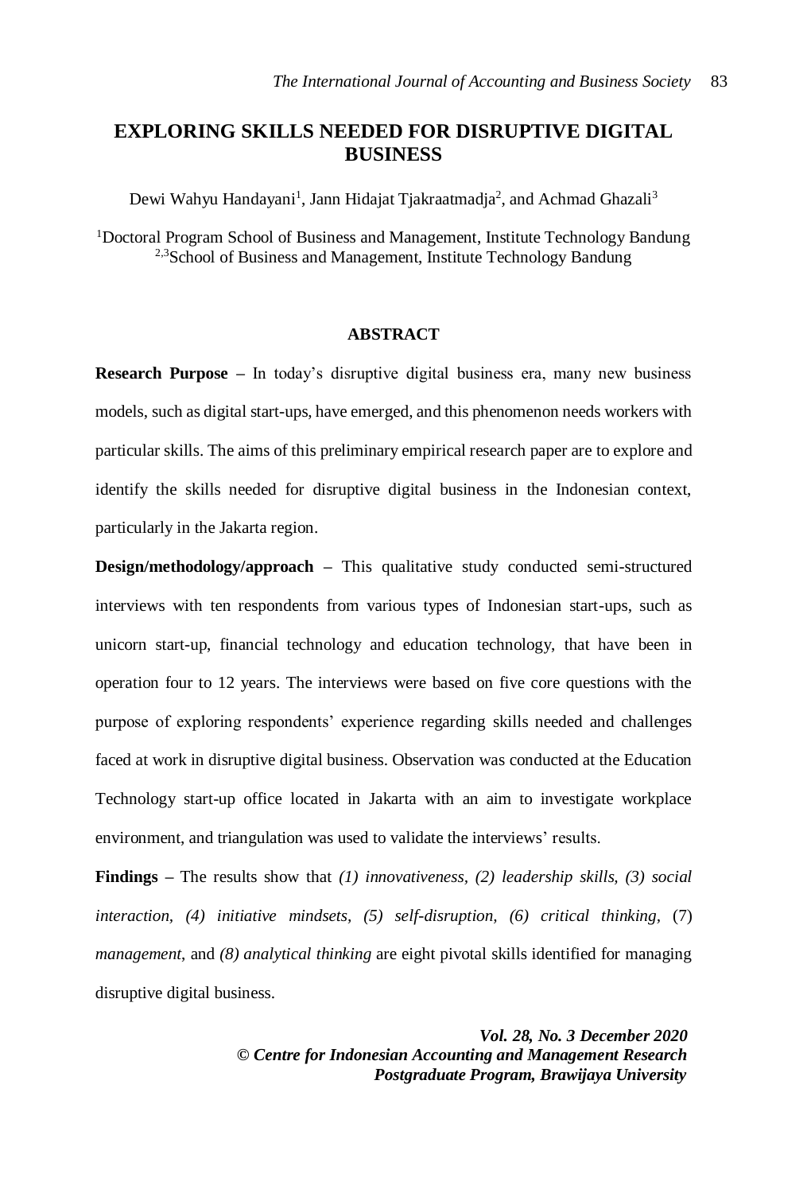# EXPLORING SKILLS NEEDED FOR DISRUPTIVE DIGITAL BUSINESS

Dewi Wahyu Handayani[1], Jann Hidajat Tjakraatmadja[2], and Achmad Ghazali[3]

[1]Doctoral Program School of Business and Management, Institute Technology Bandung
[2,3]School of Business and Management, Institute Technology Bandung

## ABSTRACT

**Research Purpose –** In today's disruptive digital business era, many new business models, such as digital start-ups, have emerged, and this phenomenon needs workers with particular skills. The aims of this preliminary empirical research paper are to explore and identify the skills needed for disruptive digital business in the Indonesian context, particularly in the Jakarta region.

**Design/methodology/approach –** This qualitative study conducted semi-structured interviews with ten respondents from various types of Indonesian start-ups, such as unicorn start-up, financial technology and education technology, that have been in operation four to 12 years. The interviews were based on five core questions with the purpose of exploring respondents' experience regarding skills needed and challenges faced at work in disruptive digital business. Observation was conducted at the Education Technology start-up office located in Jakarta with an aim to investigate workplace environment, and triangulation was used to validate the interviews' results.

**Findings –** The results show that *(1) innovativeness, (2) leadership skills, (3) social interaction, (4) initiative mindsets, (5) self-disruption, (6) critical thinking,* (7) *management,* and *(8) analytical thinking* are eight pivotal skills identified for managing disruptive digital business.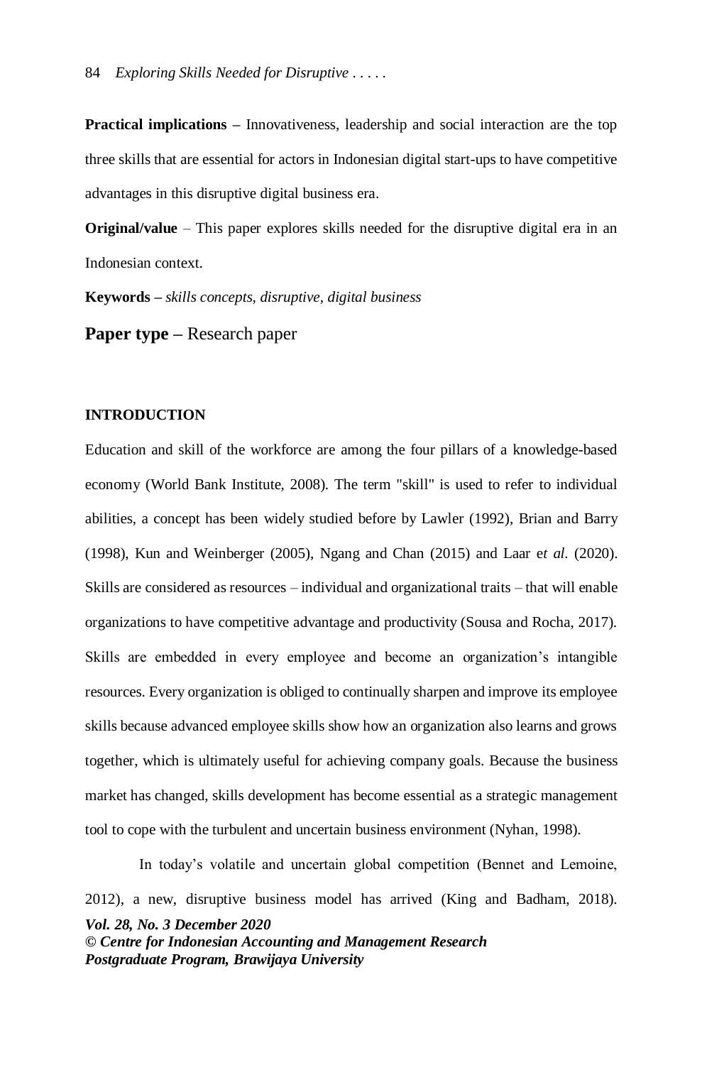**Practical implications –** Innovativeness, leadership and social interaction are the top three skills that are essential for actors in Indonesian digital start-ups to have competitive advantages in this disruptive digital business era.

**Original/value** – This paper explores skills needed for the disruptive digital era in an Indonesian context.

**Keywords –** *skills concepts, disruptive, digital business*

**Paper type –** Research paper

## INTRODUCTION

Education and skill of the workforce are among the four pillars of a knowledge-based economy (World Bank Institute, 2008). The term "skill" is used to refer to individual abilities, a concept has been widely studied before by Lawler (1992), Brian and Barry (1998), Kun and Weinberger (2005), Ngang and Chan (2015) and Laar e*t al*. (2020). Skills are considered as resources – individual and organizational traits – that will enable organizations to have competitive advantage and productivity (Sousa and Rocha, 2017). Skills are embedded in every employee and become an organization's intangible resources. Every organization is obliged to continually sharpen and improve its employee skills because advanced employee skills show how an organization also learns and grows together, which is ultimately useful for achieving company goals. Because the business market has changed, skills development has become essential as a strategic management tool to cope with the turbulent and uncertain business environment (Nyhan, 1998).

In today's volatile and uncertain global competition (Bennet and Lemoine, 2012), a new, disruptive business model has arrived (King and Badham, 2018).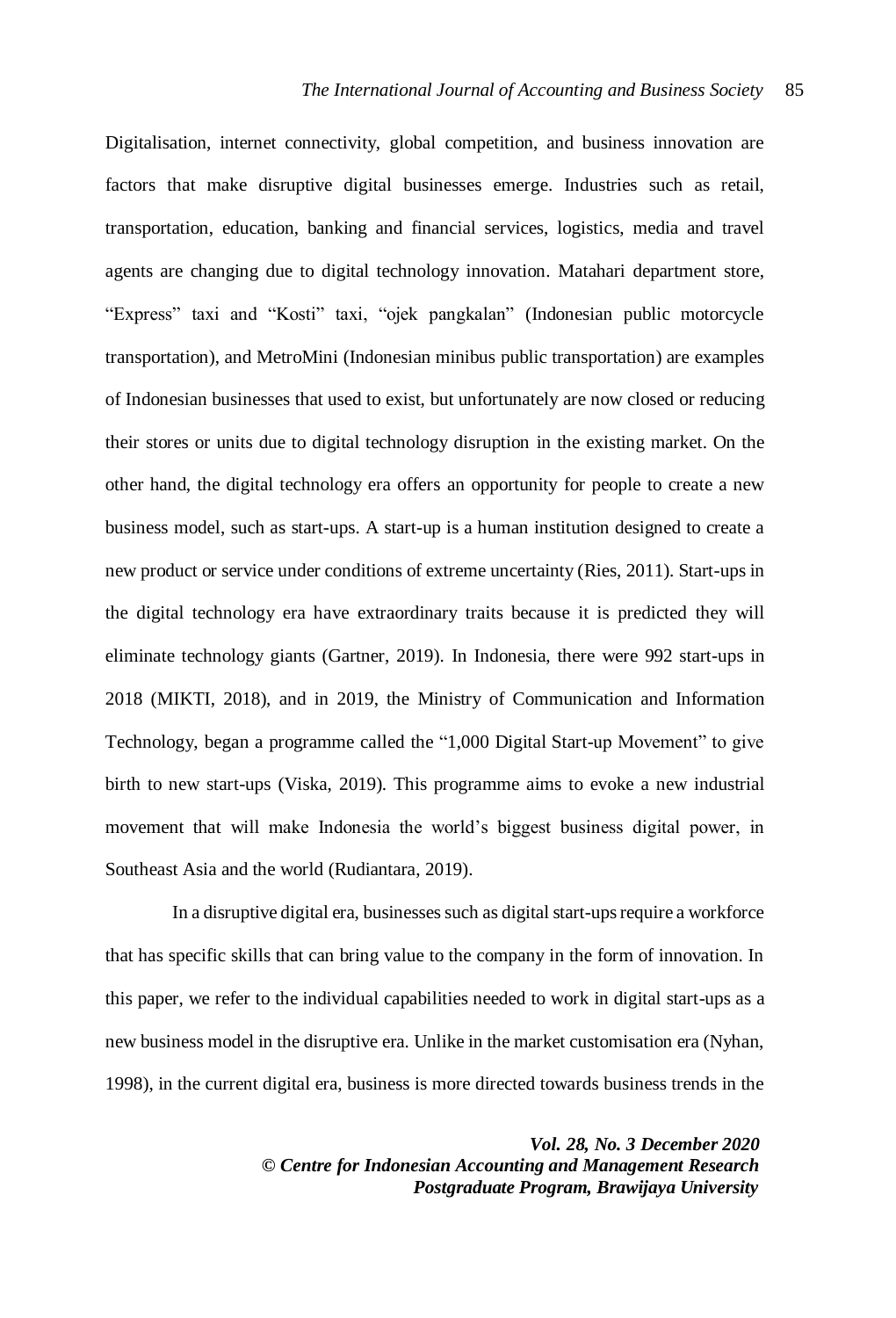Digitalisation, internet connectivity, global competition, and business innovation are factors that make disruptive digital businesses emerge. Industries such as retail, transportation, education, banking and financial services, logistics, media and travel agents are changing due to digital technology innovation. Matahari department store, "Express" taxi and "Kosti" taxi, "ojek pangkalan" (Indonesian public motorcycle transportation), and MetroMini (Indonesian minibus public transportation) are examples of Indonesian businesses that used to exist, but unfortunately are now closed or reducing their stores or units due to digital technology disruption in the existing market. On the other hand, the digital technology era offers an opportunity for people to create a new business model, such as start-ups. A start-up is a human institution designed to create a new product or service under conditions of extreme uncertainty (Ries, 2011). Start-ups in the digital technology era have extraordinary traits because it is predicted they will eliminate technology giants (Gartner, 2019). In Indonesia, there were 992 start-ups in 2018 (MIKTI, 2018), and in 2019, the Ministry of Communication and Information Technology, began a programme called the "1,000 Digital Start-up Movement" to give birth to new start-ups (Viska, 2019). This programme aims to evoke a new industrial movement that will make Indonesia the world's biggest business digital power, in Southeast Asia and the world (Rudiantara, 2019).

In a disruptive digital era, businesses such as digital start-ups require a workforce that has specific skills that can bring value to the company in the form of innovation. In this paper, we refer to the individual capabilities needed to work in digital start-ups as a new business model in the disruptive era. Unlike in the market customisation era (Nyhan, 1998), in the current digital era, business is more directed towards business trends in the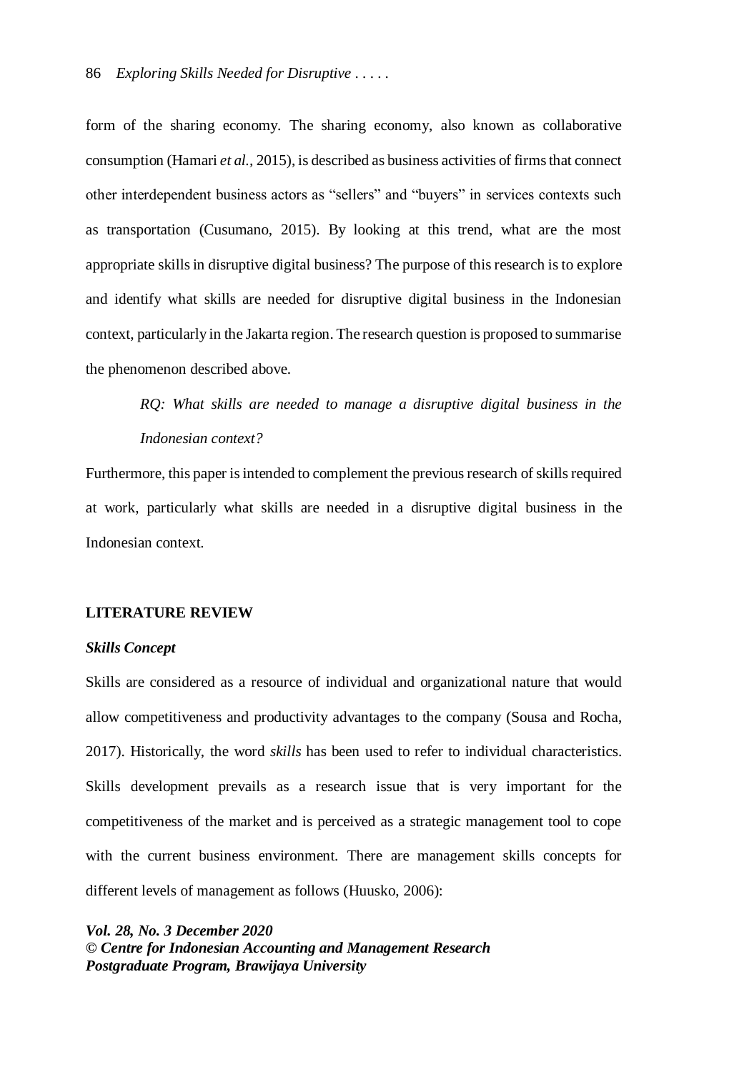form of the sharing economy. The sharing economy, also known as collaborative consumption (Hamari *et al.*, 2015), is described as business activities of firms that connect other interdependent business actors as "sellers" and "buyers" in services contexts such as transportation (Cusumano, 2015). By looking at this trend, what are the most appropriate skills in disruptive digital business? The purpose of this research is to explore and identify what skills are needed for disruptive digital business in the Indonesian context, particularly in the Jakarta region. The research question is proposed to summarise the phenomenon described above.

> *RQ: What skills are needed to manage a disruptive digital business in the Indonesian context?*

Furthermore, this paper is intended to complement the previous research of skills required at work, particularly what skills are needed in a disruptive digital business in the Indonesian context.

## LITERATURE REVIEW

### *Skills Concept*

Skills are considered as a resource of individual and organizational nature that would allow competitiveness and productivity advantages to the company (Sousa and Rocha, 2017). Historically, the word *skills* has been used to refer to individual characteristics. Skills development prevails as a research issue that is very important for the competitiveness of the market and is perceived as a strategic management tool to cope with the current business environment. There are management skills concepts for different levels of management as follows (Huusko, 2006):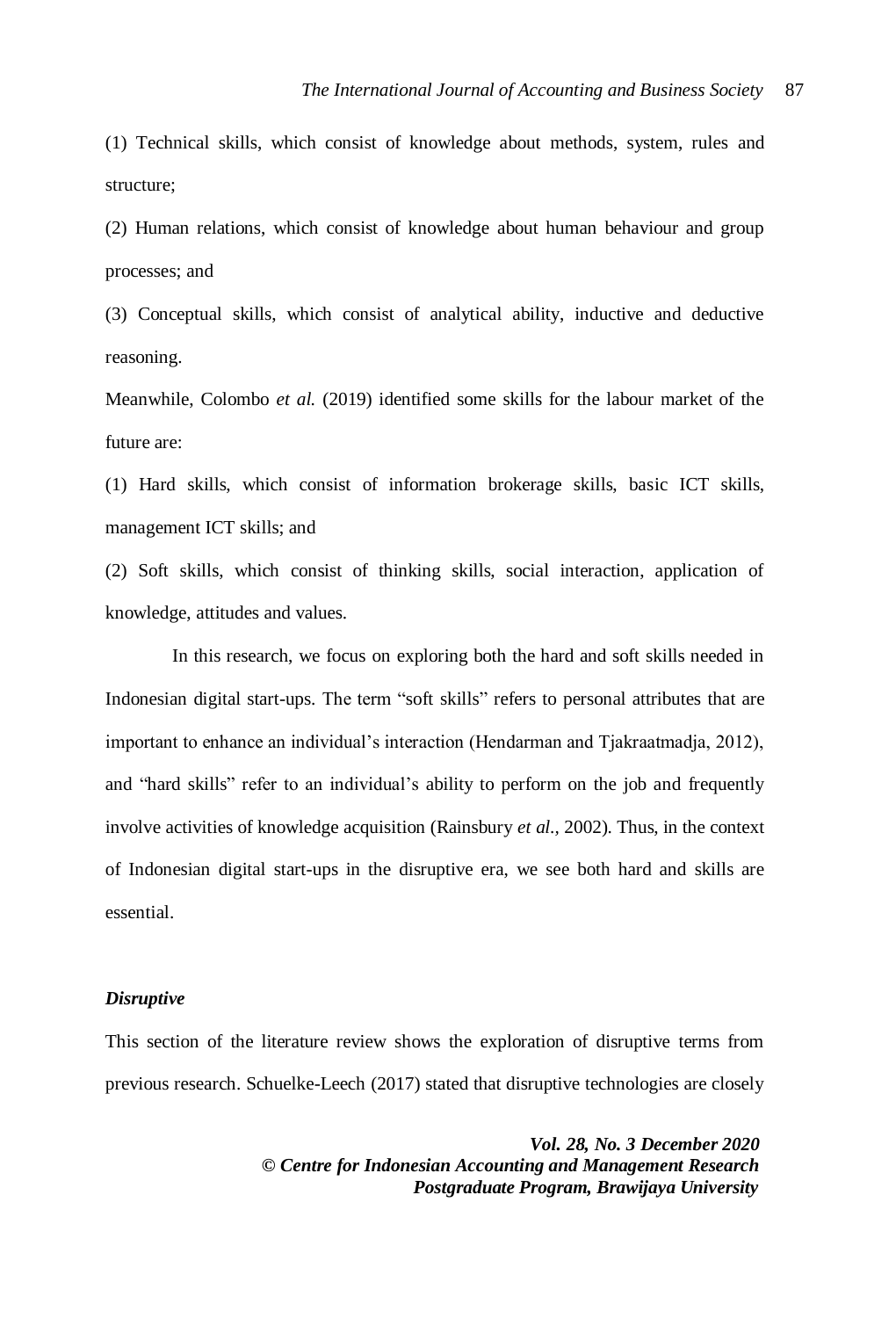(1) Technical skills, which consist of knowledge about methods, system, rules and structure;

(2) Human relations, which consist of knowledge about human behaviour and group processes; and

(3) Conceptual skills, which consist of analytical ability, inductive and deductive reasoning.

Meanwhile, Colombo *et al.* (2019) identified some skills for the labour market of the future are:

(1) Hard skills, which consist of information brokerage skills, basic ICT skills, management ICT skills; and

(2) Soft skills, which consist of thinking skills, social interaction, application of knowledge, attitudes and values.

In this research, we focus on exploring both the hard and soft skills needed in Indonesian digital start-ups. The term "soft skills" refers to personal attributes that are important to enhance an individual's interaction (Hendarman and Tjakraatmadja, 2012), and "hard skills" refer to an individual's ability to perform on the job and frequently involve activities of knowledge acquisition (Rainsbury *et al.*, 2002). Thus, in the context of Indonesian digital start-ups in the disruptive era, we see both hard and skills are essential.

### *Disruptive*

This section of the literature review shows the exploration of disruptive terms from previous research. Schuelke-Leech (2017) stated that disruptive technologies are closely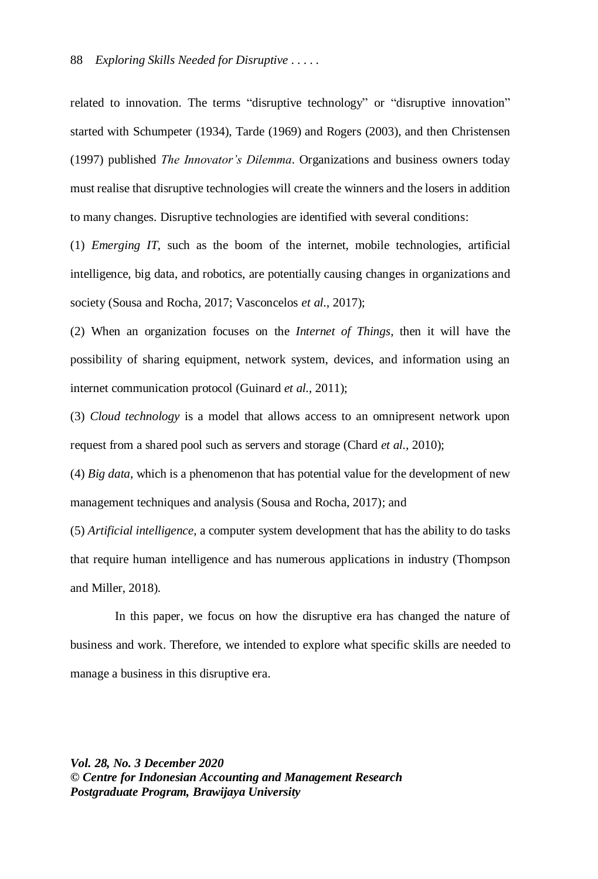related to innovation. The terms "disruptive technology" or "disruptive innovation" started with Schumpeter (1934), Tarde (1969) and Rogers (2003), and then Christensen (1997) published *The Innovator's Dilemma*. Organizations and business owners today must realise that disruptive technologies will create the winners and the losers in addition to many changes. Disruptive technologies are identified with several conditions:

(1) *Emerging IT*, such as the boom of the internet, mobile technologies, artificial intelligence, big data, and robotics, are potentially causing changes in organizations and society (Sousa and Rocha, 2017; Vasconcelos *et al.*, 2017);

(2) When an organization focuses on the *Internet of Things*, then it will have the possibility of sharing equipment, network system, devices, and information using an internet communication protocol (Guinard *et al.*, 2011);

(3) *Cloud technology* is a model that allows access to an omnipresent network upon request from a shared pool such as servers and storage (Chard *et al.*, 2010);

(4) *Big data*, which is a phenomenon that has potential value for the development of new management techniques and analysis (Sousa and Rocha, 2017); and

(5) *Artificial intelligence*, a computer system development that has the ability to do tasks that require human intelligence and has numerous applications in industry (Thompson and Miller, 2018).

In this paper, we focus on how the disruptive era has changed the nature of business and work. Therefore, we intended to explore what specific skills are needed to manage a business in this disruptive era.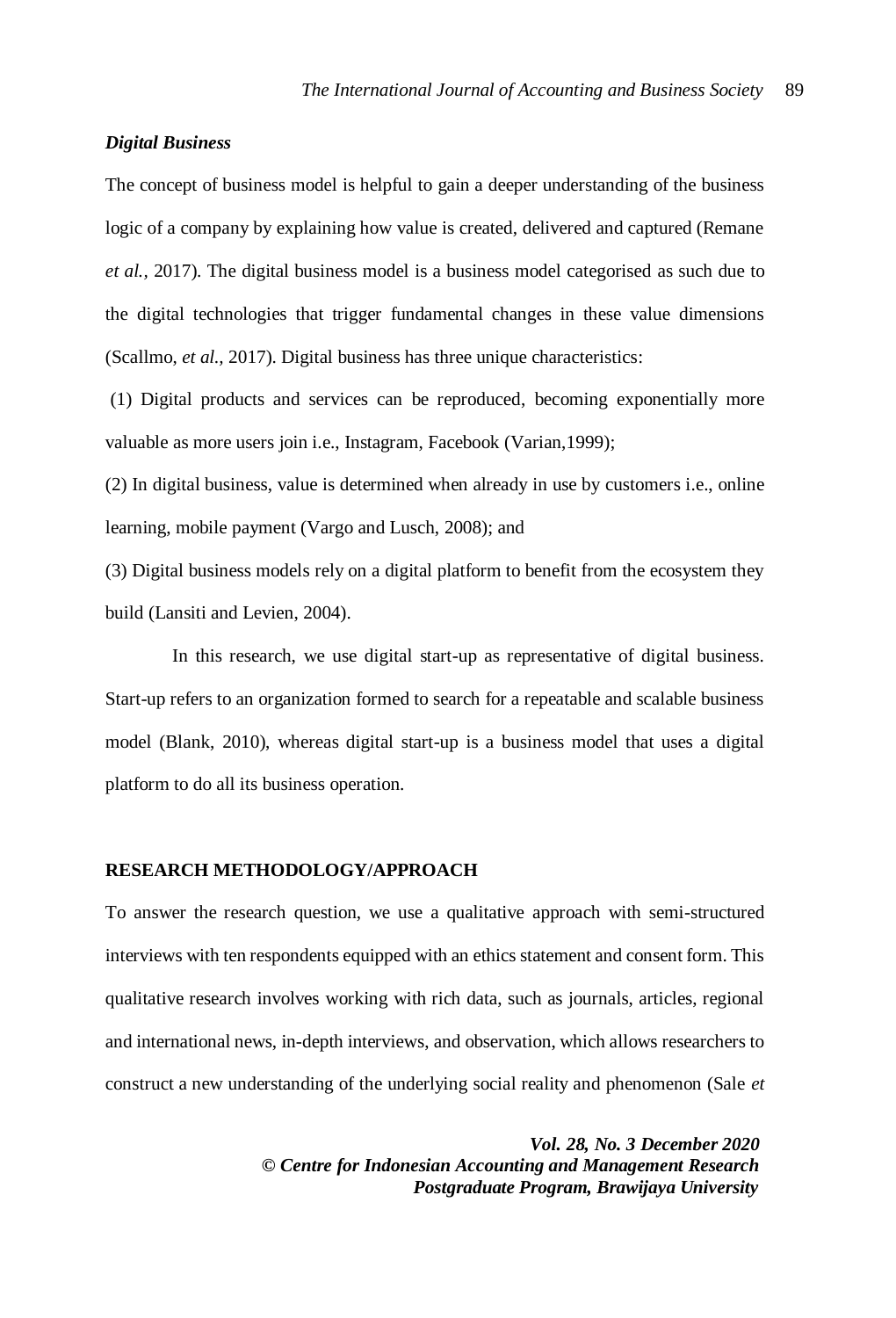### *Digital Business*

The concept of business model is helpful to gain a deeper understanding of the business logic of a company by explaining how value is created, delivered and captured (Remane *et al.*, 2017). The digital business model is a business model categorised as such due to the digital technologies that trigger fundamental changes in these value dimensions (Scallmo, *et al.*, 2017). Digital business has three unique characteristics:

(1) Digital products and services can be reproduced, becoming exponentially more valuable as more users join i.e., Instagram, Facebook (Varian,1999);

(2) In digital business, value is determined when already in use by customers i.e., online learning, mobile payment (Vargo and Lusch, 2008); and

(3) Digital business models rely on a digital platform to benefit from the ecosystem they build (Lansiti and Levien, 2004).

In this research, we use digital start-up as representative of digital business. Start-up refers to an organization formed to search for a repeatable and scalable business model (Blank, 2010), whereas digital start-up is a business model that uses a digital platform to do all its business operation.

## RESEARCH METHODOLOGY/APPROACH

To answer the research question, we use a qualitative approach with semi-structured interviews with ten respondents equipped with an ethics statement and consent form. This qualitative research involves working with rich data, such as journals, articles, regional and international news, in-depth interviews, and observation, which allows researchers to construct a new understanding of the underlying social reality and phenomenon (Sale *et*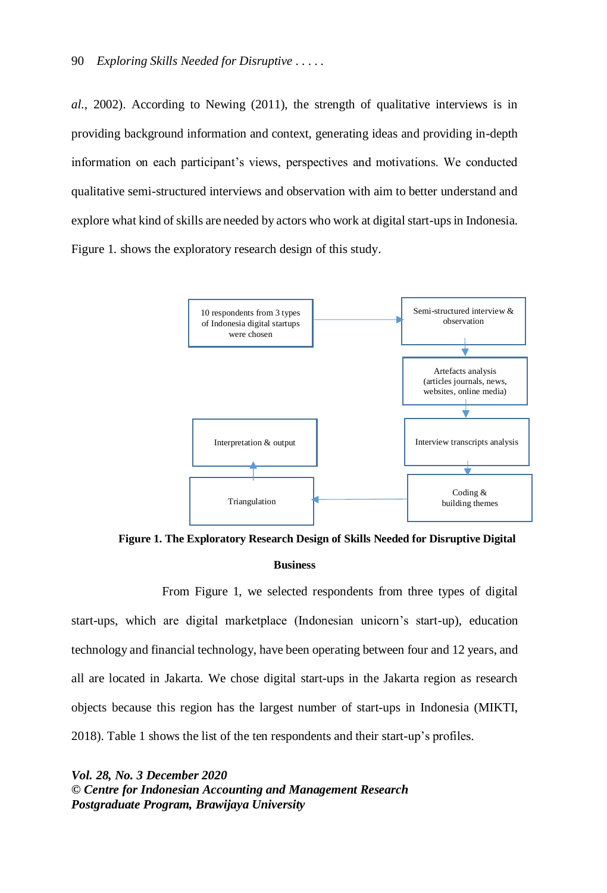*al*., 2002). According to Newing (2011), the strength of qualitative interviews is in providing background information and context, generating ideas and providing in-depth information on each participant's views, perspectives and motivations. We conducted qualitative semi-structured interviews and observation with aim to better understand and explore what kind of skills are needed by actors who work at digital start-ups in Indonesia. Figure 1. shows the exploratory research design of this study.

10 respondents from 3 types of Indonesia digital startups were chosen

Semi-structured interview & observation

Artefacts analysis (articles journals, news, websites, online media)

Interview transcripts analysis

Coding & building themes

Triangulation

Interpretation & output

**Figure 1. The Exploratory Research Design of Skills Needed for Disruptive Digital Business**

From Figure 1, we selected respondents from three types of digital start-ups, which are digital marketplace (Indonesian unicorn's start-up), education technology and financial technology, have been operating between four and 12 years, and all are located in Jakarta. We chose digital start-ups in the Jakarta region as research objects because this region has the largest number of start-ups in Indonesia (MIKTI, 2018). Table 1 shows the list of the ten respondents and their start-up's profiles.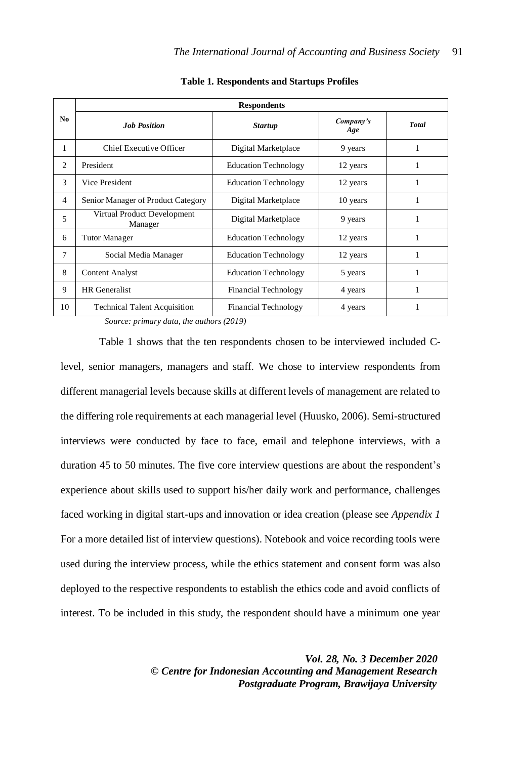**Table 1. Respondents and Startups Profiles**

| No | Respondents | | | |
|---|---|---|---|---|
| | ***Job Position*** | ***Startup*** | ***Company's Age*** | ***Total*** |
| 1 | Chief Executive Officer | Digital Marketplace | 9 years | 1 |
| 2 | President | Education Technology | 12 years | 1 |
| 3 | Vice President | Education Technology | 12 years | 1 |
| 4 | Senior Manager of Product Category | Digital Marketplace | 10 years | 1 |
| 5 | Virtual Product Development Manager | Digital Marketplace | 9 years | 1 |
| 6 | Tutor Manager | Education Technology | 12 years | 1 |
| 7 | Social Media Manager | Education Technology | 12 years | 1 |
| 8 | Content Analyst | Education Technology | 5 years | 1 |
| 9 | HR Generalist | Financial Technology | 4 years | 1 |
| 10 | Technical Talent Acquisition | Financial Technology | 4 years | 1 |

*Source: primary data, the authors (2019)*

Table 1 shows that the ten respondents chosen to be interviewed included C-level, senior managers, managers and staff. We chose to interview respondents from different managerial levels because skills at different levels of management are related to the differing role requirements at each managerial level (Huusko, 2006). Semi-structured interviews were conducted by face to face, email and telephone interviews, with a duration 45 to 50 minutes. The five core interview questions are about the respondent's experience about skills used to support his/her daily work and performance, challenges faced working in digital start-ups and innovation or idea creation (please see *Appendix 1* For a more detailed list of interview questions). Notebook and voice recording tools were used during the interview process, while the ethics statement and consent form was also deployed to the respective respondents to establish the ethics code and avoid conflicts of interest. To be included in this study, the respondent should have a minimum one year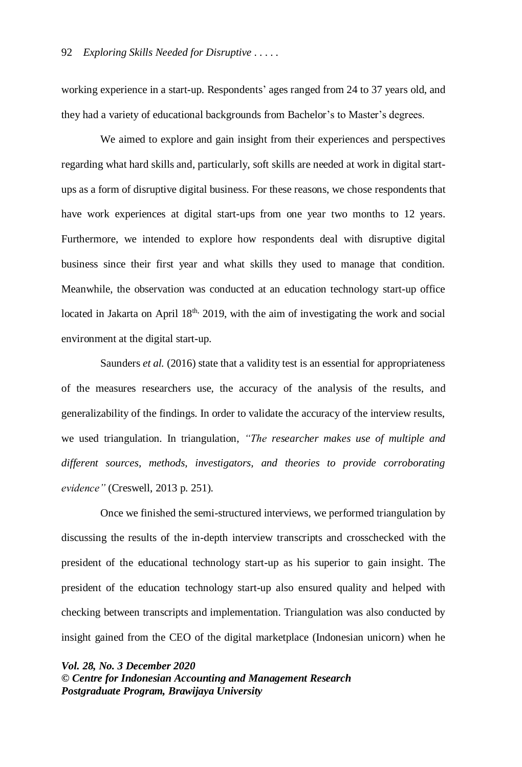working experience in a start-up. Respondents' ages ranged from 24 to 37 years old, and they had a variety of educational backgrounds from Bachelor's to Master's degrees.

We aimed to explore and gain insight from their experiences and perspectives regarding what hard skills and, particularly, soft skills are needed at work in digital start-ups as a form of disruptive digital business. For these reasons, we chose respondents that have work experiences at digital start-ups from one year two months to 12 years. Furthermore, we intended to explore how respondents deal with disruptive digital business since their first year and what skills they used to manage that condition. Meanwhile, the observation was conducted at an education technology start-up office located in Jakarta on April 18th, 2019, with the aim of investigating the work and social environment at the digital start-up.

Saunders *et al.* (2016) state that a validity test is an essential for appropriateness of the measures researchers use, the accuracy of the analysis of the results, and generalizability of the findings. In order to validate the accuracy of the interview results, we used triangulation. In triangulation, *"The researcher makes use of multiple and different sources, methods, investigators, and theories to provide corroborating evidence"* (Creswell, 2013 p. 251).

Once we finished the semi-structured interviews, we performed triangulation by discussing the results of the in-depth interview transcripts and crosschecked with the president of the educational technology start-up as his superior to gain insight. The president of the education technology start-up also ensured quality and helped with checking between transcripts and implementation. Triangulation was also conducted by insight gained from the CEO of the digital marketplace (Indonesian unicorn) when he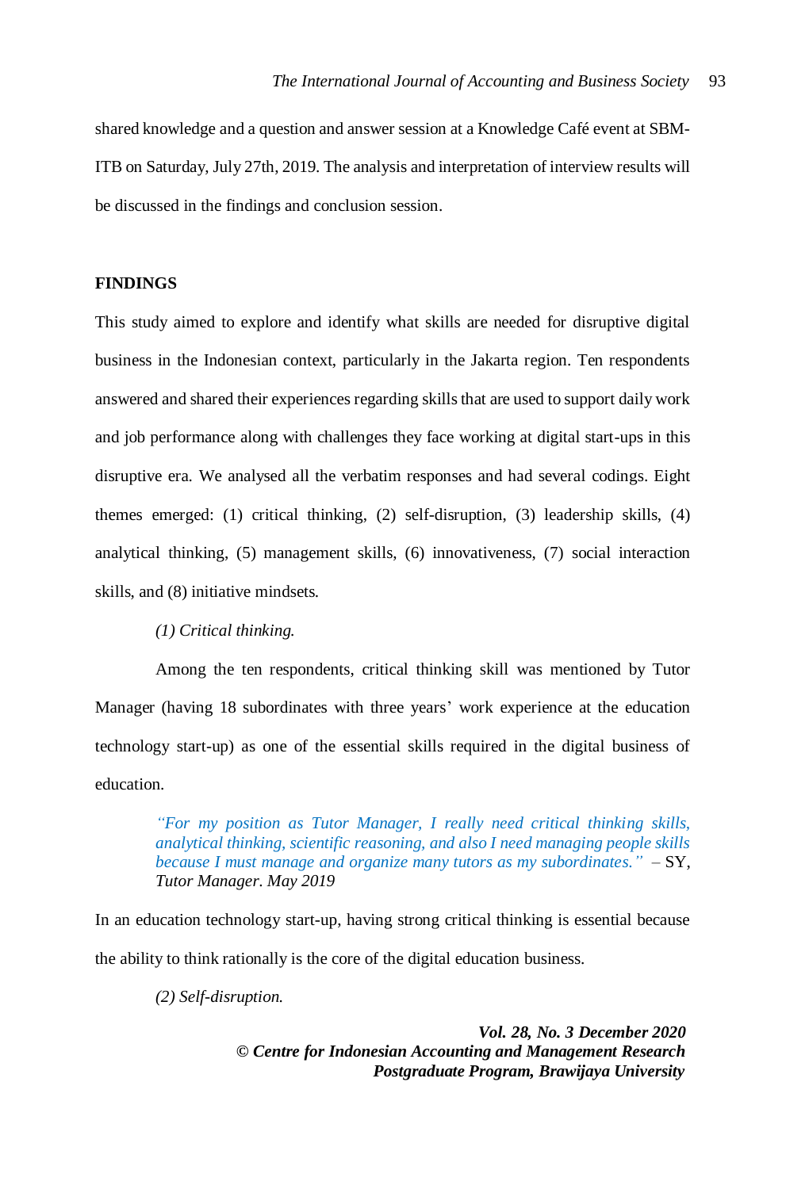shared knowledge and a question and answer session at a Knowledge Café event at SBM-ITB on Saturday, July 27th, 2019. The analysis and interpretation of interview results will be discussed in the findings and conclusion session.

## FINDINGS

This study aimed to explore and identify what skills are needed for disruptive digital business in the Indonesian context, particularly in the Jakarta region. Ten respondents answered and shared their experiences regarding skills that are used to support daily work and job performance along with challenges they face working at digital start-ups in this disruptive era. We analysed all the verbatim responses and had several codings. Eight themes emerged: (1) critical thinking, (2) self-disruption, (3) leadership skills, (4) analytical thinking, (5) management skills, (6) innovativeness, (7) social interaction skills, and (8) initiative mindsets.

*(1) Critical thinking.*

Among the ten respondents, critical thinking skill was mentioned by Tutor Manager (having 18 subordinates with three years' work experience at the education technology start-up) as one of the essential skills required in the digital business of education.

> *"For my position as Tutor Manager, I really need critical thinking skills, analytical thinking, scientific reasoning, and also I need managing people skills because I must manage and organize many tutors as my subordinates."* – SY, *Tutor Manager. May 2019*

In an education technology start-up, having strong critical thinking is essential because the ability to think rationally is the core of the digital education business.

*(2) Self-disruption.*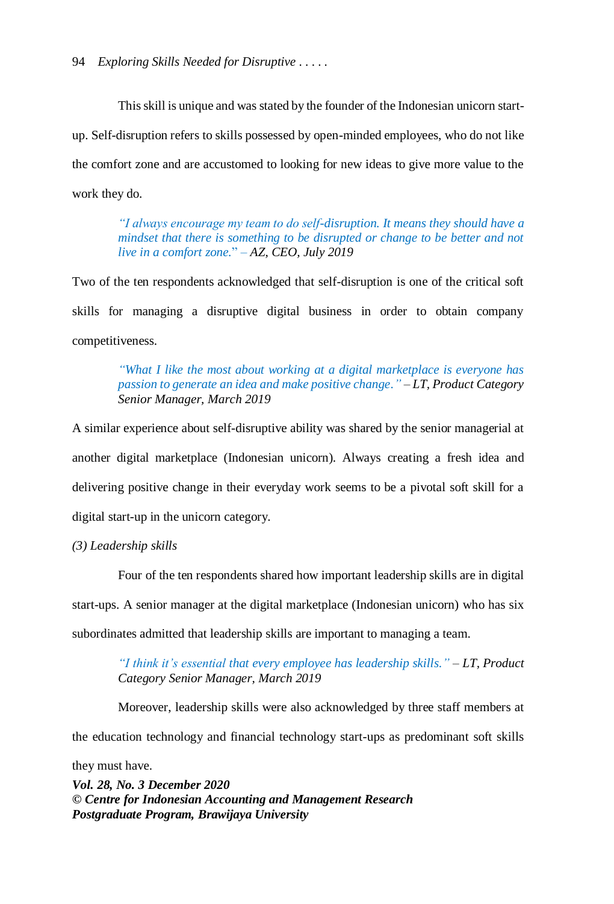This skill is unique and was stated by the founder of the Indonesian unicorn start-up. Self-disruption refers to skills possessed by open-minded employees, who do not like the comfort zone and are accustomed to looking for new ideas to give more value to the work they do.

> *"I always encourage my team to do self-disruption. It means they should have a mindset that there is something to be disrupted or change to be better and not live in a comfort zone." – AZ, CEO, July 2019*

Two of the ten respondents acknowledged that self-disruption is one of the critical soft skills for managing a disruptive digital business in order to obtain company competitiveness.

> *"What I like the most about working at a digital marketplace is everyone has passion to generate an idea and make positive change." – LT, Product Category Senior Manager, March 2019*

A similar experience about self-disruptive ability was shared by the senior managerial at another digital marketplace (Indonesian unicorn). Always creating a fresh idea and delivering positive change in their everyday work seems to be a pivotal soft skill for a digital start-up in the unicorn category.

*(3) Leadership skills*

Four of the ten respondents shared how important leadership skills are in digital start-ups. A senior manager at the digital marketplace (Indonesian unicorn) who has six subordinates admitted that leadership skills are important to managing a team.

> *"I think it's essential that every employee has leadership skills." – LT, Product Category Senior Manager, March 2019*

Moreover, leadership skills were also acknowledged by three staff members at the education technology and financial technology start-ups as predominant soft skills they must have.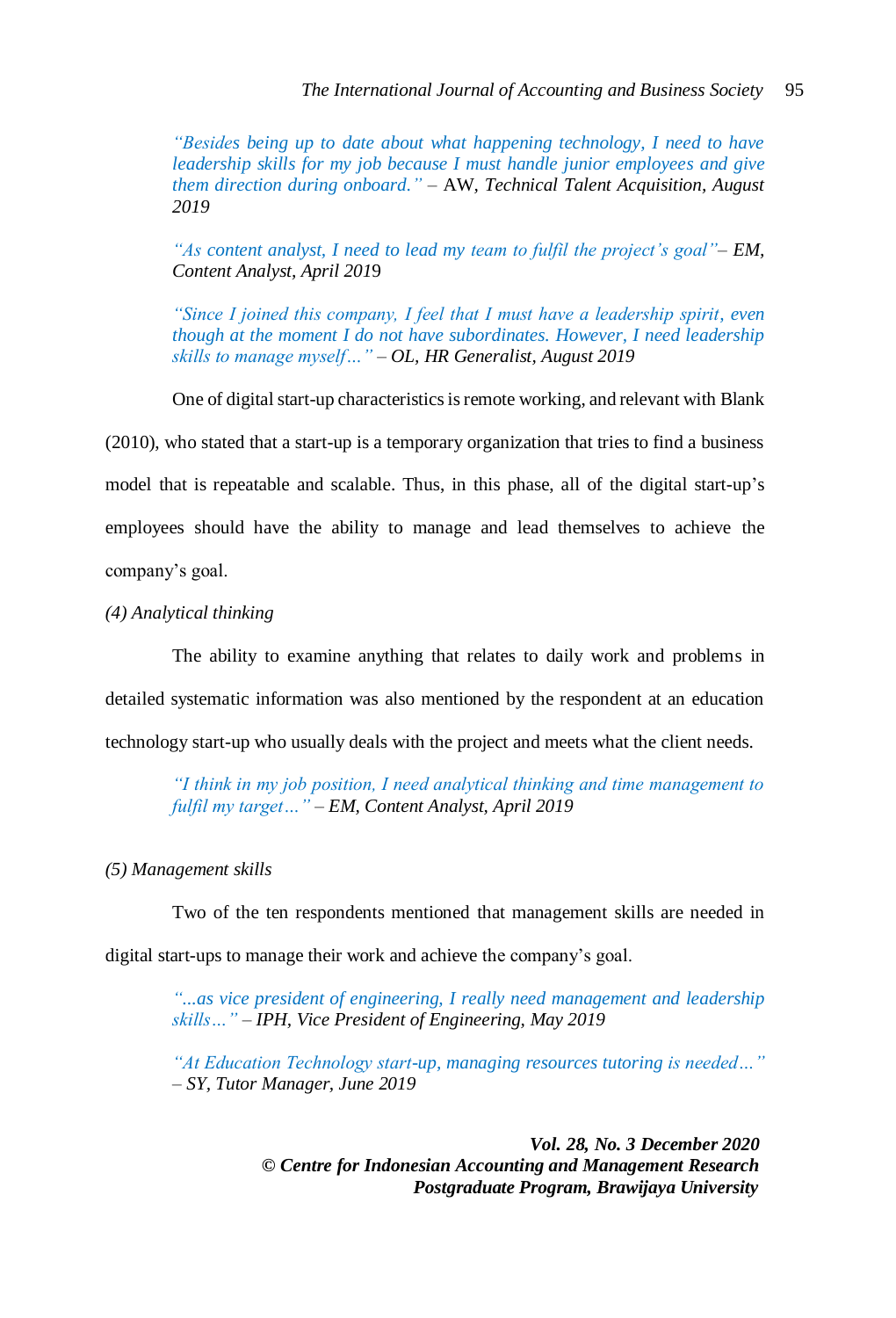> *"Besides being up to date about what happening technology, I need to have leadership skills for my job because I must handle junior employees and give them direction during onboard."* – AW, *Technical Talent Acquisition, August 2019*

> *"As content analyst, I need to lead my team to fulfil the project's goal"– EM, Content Analyst, April 2019*

> *"Since I joined this company, I feel that I must have a leadership spirit, even though at the moment I do not have subordinates. However, I need leadership skills to manage myself…" – OL, HR Generalist, August 2019*

One of digital start-up characteristics is remote working, and relevant with Blank (2010), who stated that a start-up is a temporary organization that tries to find a business model that is repeatable and scalable. Thus, in this phase, all of the digital start-up's employees should have the ability to manage and lead themselves to achieve the company's goal.

*(4) Analytical thinking*

The ability to examine anything that relates to daily work and problems in detailed systematic information was also mentioned by the respondent at an education technology start-up who usually deals with the project and meets what the client needs.

> *"I think in my job position, I need analytical thinking and time management to fulfil my target…" – EM, Content Analyst, April 2019*

*(5) Management skills*

Two of the ten respondents mentioned that management skills are needed in digital start-ups to manage their work and achieve the company's goal.

> *"...as vice president of engineering, I really need management and leadership skills…" – IPH, Vice President of Engineering, May 2019*

> *"At Education Technology start-up, managing resources tutoring is needed…" – SY, Tutor Manager, June 2019*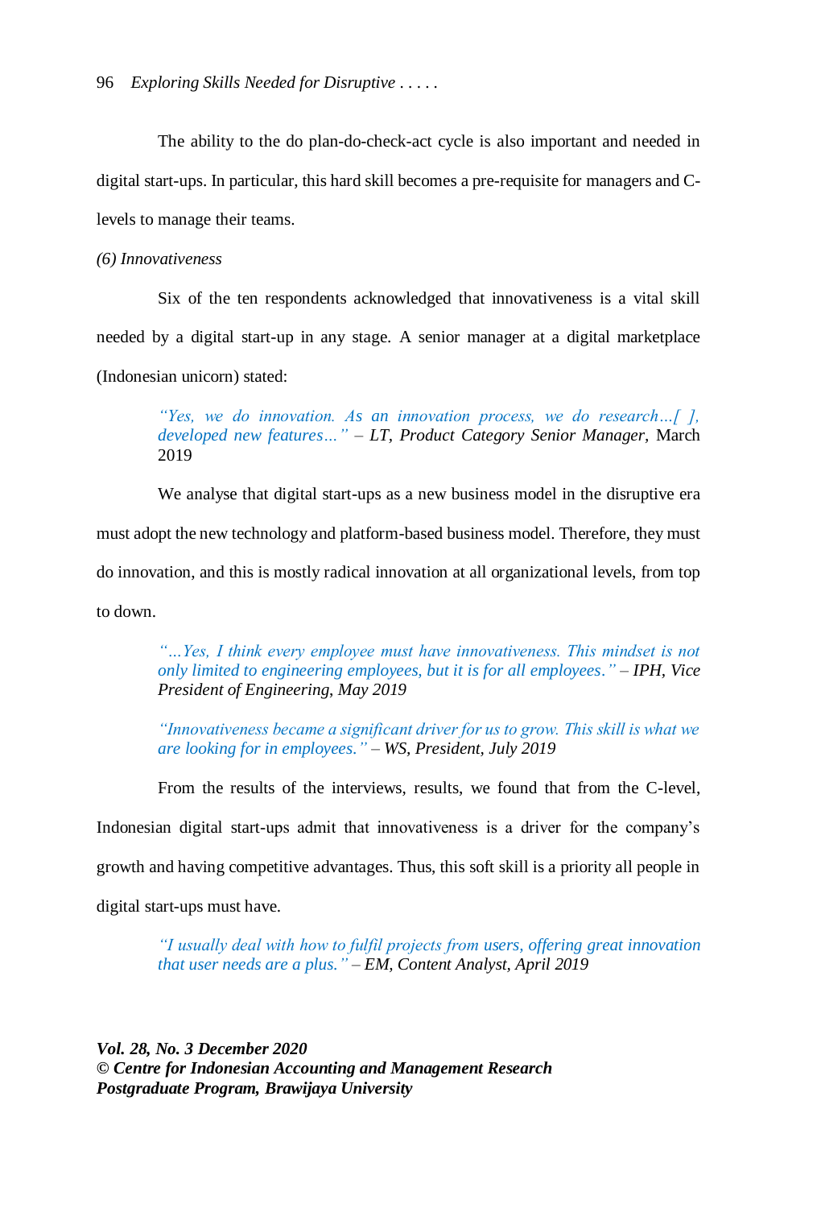The ability to the do plan-do-check-act cycle is also important and needed in digital start-ups. In particular, this hard skill becomes a pre-requisite for managers and C-levels to manage their teams.

*(6) Innovativeness*

Six of the ten respondents acknowledged that innovativeness is a vital skill needed by a digital start-up in any stage. A senior manager at a digital marketplace (Indonesian unicorn) stated:

> *"Yes, we do innovation. As an innovation process, we do research…[ ], developed new features…"* – *LT, Product Category Senior Manager*, March 2019

We analyse that digital start-ups as a new business model in the disruptive era must adopt the new technology and platform-based business model. Therefore, they must do innovation, and this is mostly radical innovation at all organizational levels, from top to down.

> *"…Yes, I think every employee must have innovativeness. This mindset is not only limited to engineering employees, but it is for all employees."* – *IPH, Vice President of Engineering, May 2019*

> *"Innovativeness became a significant driver for us to grow. This skill is what we are looking for in employees."* – *WS, President, July 2019*

From the results of the interviews, results, we found that from the C-level, Indonesian digital start-ups admit that innovativeness is a driver for the company's growth and having competitive advantages. Thus, this soft skill is a priority all people in digital start-ups must have.

> *"I usually deal with how to fulfil projects from users, offering great innovation that user needs are a plus."* – *EM, Content Analyst, April 2019*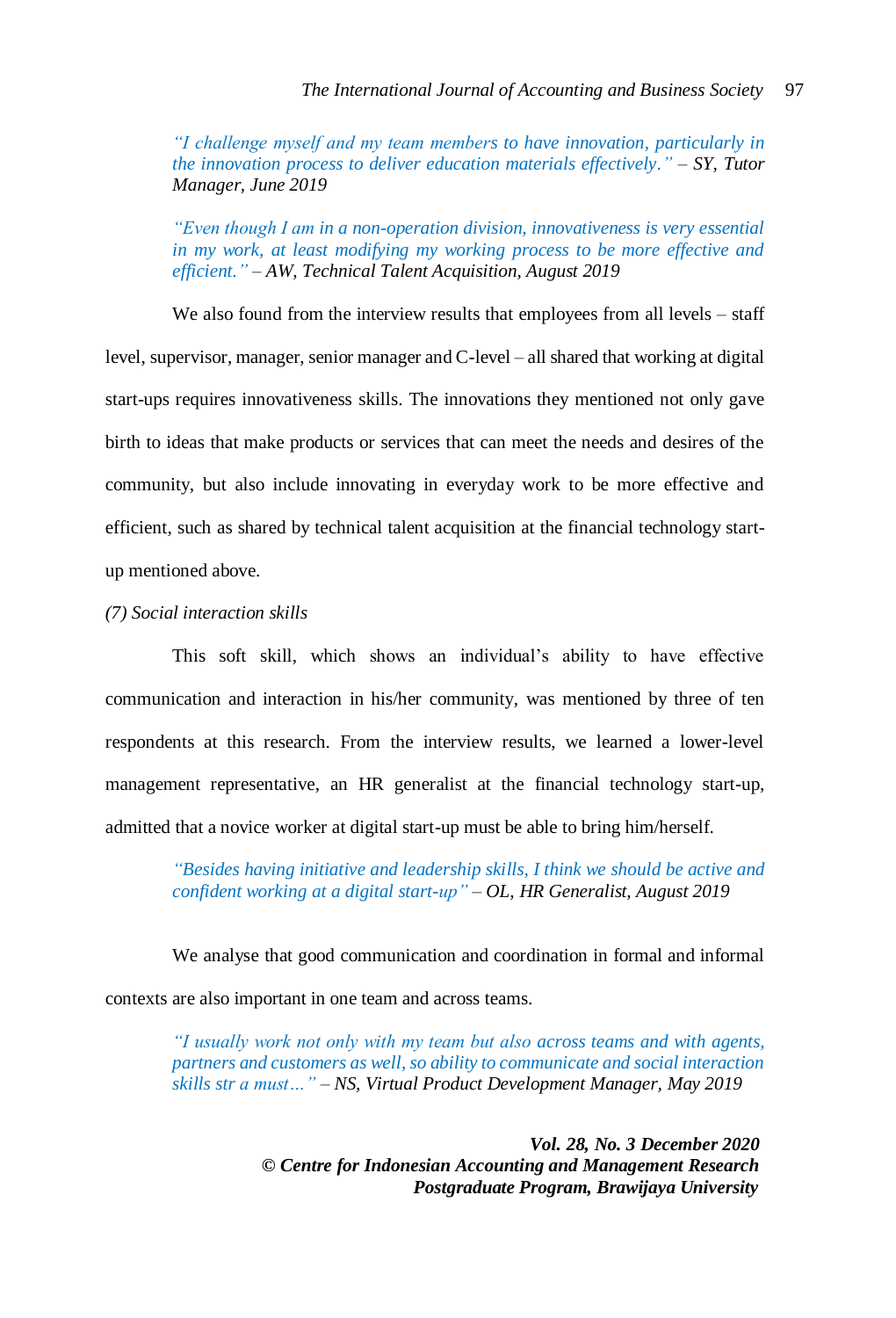*"I challenge myself and my team members to have innovation, particularly in the innovation process to deliver education materials effectively." – SY, Tutor Manager, June 2019*

*"Even though I am in a non-operation division, innovativeness is very essential in my work, at least modifying my working process to be more effective and efficient." – AW, Technical Talent Acquisition, August 2019*

We also found from the interview results that employees from all levels – staff level, supervisor, manager, senior manager and C-level – all shared that working at digital start-ups requires innovativeness skills. The innovations they mentioned not only gave birth to ideas that make products or services that can meet the needs and desires of the community, but also include innovating in everyday work to be more effective and efficient, such as shared by technical talent acquisition at the financial technology start-up mentioned above.

*(7) Social interaction skills*

This soft skill, which shows an individual's ability to have effective communication and interaction in his/her community, was mentioned by three of ten respondents at this research. From the interview results, we learned a lower-level management representative, an HR generalist at the financial technology start-up, admitted that a novice worker at digital start-up must be able to bring him/herself.

*"Besides having initiative and leadership skills, I think we should be active and confident working at a digital start-up" – OL, HR Generalist, August 2019*

We analyse that good communication and coordination in formal and informal contexts are also important in one team and across teams.

*"I usually work not only with my team but also across teams and with agents, partners and customers as well, so ability to communicate and social interaction skills str a must…" – NS, Virtual Product Development Manager, May 2019*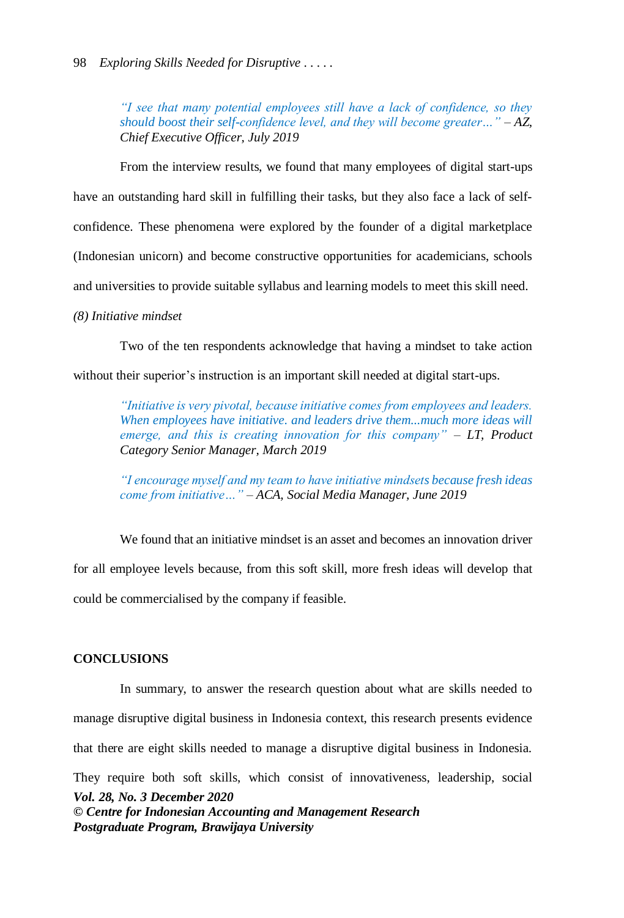> *"I see that many potential employees still have a lack of confidence, so they should boost their self-confidence level, and they will become greater…" – AZ, Chief Executive Officer, July 2019*

From the interview results, we found that many employees of digital start-ups have an outstanding hard skill in fulfilling their tasks, but they also face a lack of self-confidence. These phenomena were explored by the founder of a digital marketplace (Indonesian unicorn) and become constructive opportunities for academicians, schools and universities to provide suitable syllabus and learning models to meet this skill need.

*(8) Initiative mindset*

Two of the ten respondents acknowledge that having a mindset to take action without their superior's instruction is an important skill needed at digital start-ups.

> *"Initiative is very pivotal, because initiative comes from employees and leaders. When employees have initiative. and leaders drive them...much more ideas will emerge, and this is creating innovation for this company" – LT, Product Category Senior Manager, March 2019*

> *"I encourage myself and my team to have initiative mindsets because fresh ideas come from initiative…" – ACA, Social Media Manager, June 2019*

We found that an initiative mindset is an asset and becomes an innovation driver for all employee levels because, from this soft skill, more fresh ideas will develop that could be commercialised by the company if feasible.

## CONCLUSIONS

In summary, to answer the research question about what are skills needed to manage disruptive digital business in Indonesia context, this research presents evidence that there are eight skills needed to manage a disruptive digital business in Indonesia. They require both soft skills, which consist of innovativeness, leadership, social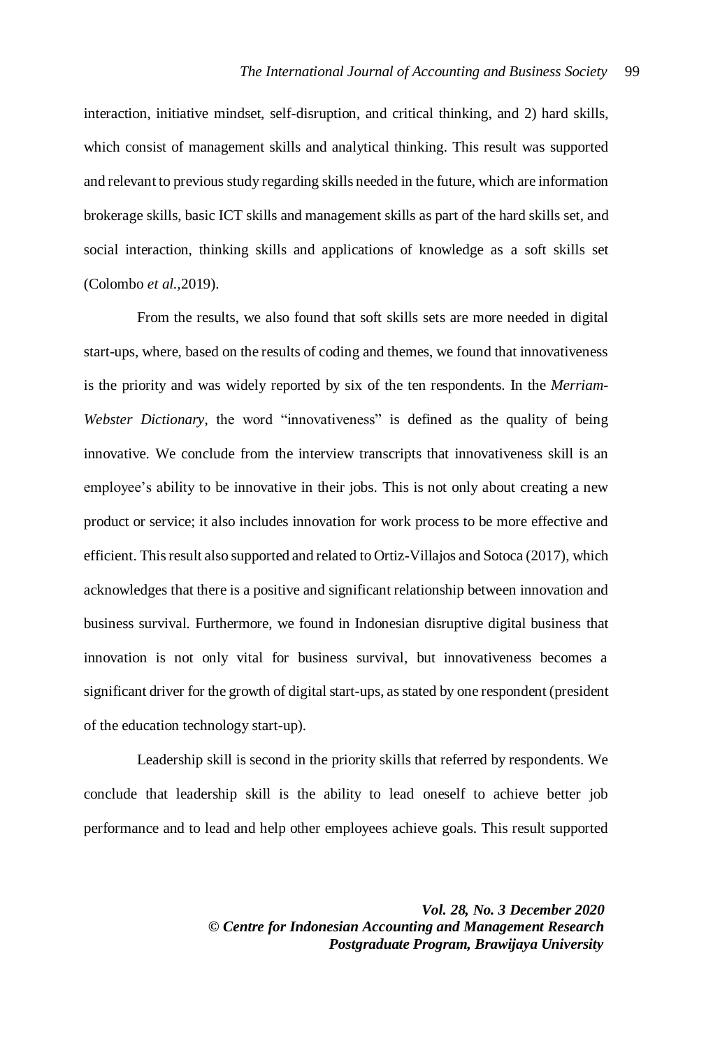interaction, initiative mindset, self-disruption, and critical thinking, and 2) hard skills, which consist of management skills and analytical thinking. This result was supported and relevant to previous study regarding skills needed in the future, which are information brokerage skills, basic ICT skills and management skills as part of the hard skills set, and social interaction, thinking skills and applications of knowledge as a soft skills set (Colombo *et al.*,2019).

From the results, we also found that soft skills sets are more needed in digital start-ups, where, based on the results of coding and themes, we found that innovativeness is the priority and was widely reported by six of the ten respondents. In the *Merriam-Webster Dictionary*, the word “innovativeness” is defined as the quality of being innovative. We conclude from the interview transcripts that innovativeness skill is an employee’s ability to be innovative in their jobs. This is not only about creating a new product or service; it also includes innovation for work process to be more effective and efficient. This result also supported and related to Ortiz-Villajos and Sotoca (2017), which acknowledges that there is a positive and significant relationship between innovation and business survival. Furthermore, we found in Indonesian disruptive digital business that innovation is not only vital for business survival, but innovativeness becomes a significant driver for the growth of digital start-ups, as stated by one respondent (president of the education technology start-up).

Leadership skill is second in the priority skills that referred by respondents. We conclude that leadership skill is the ability to lead oneself to achieve better job performance and to lead and help other employees achieve goals. This result supported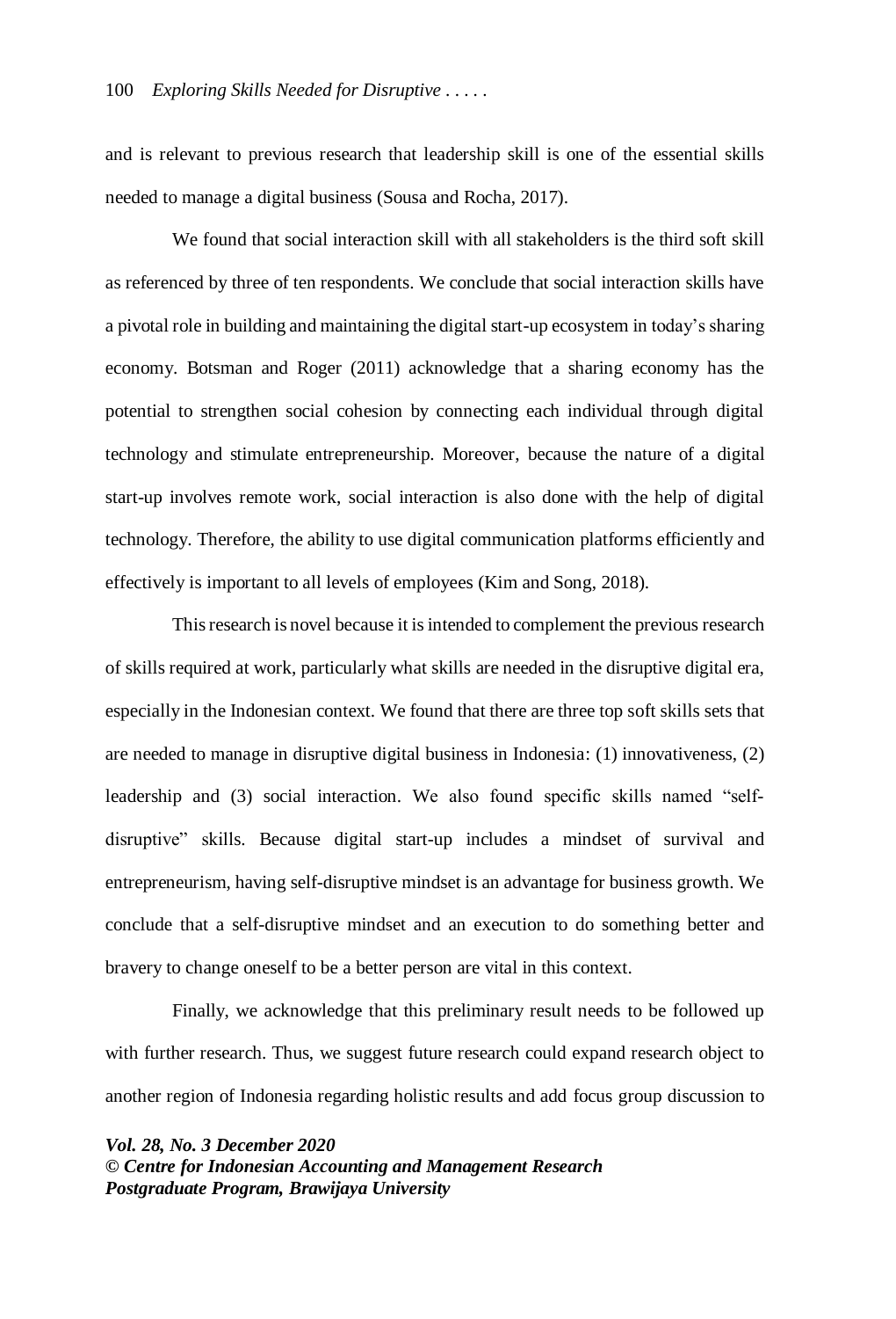and is relevant to previous research that leadership skill is one of the essential skills needed to manage a digital business (Sousa and Rocha, 2017).

We found that social interaction skill with all stakeholders is the third soft skill as referenced by three of ten respondents. We conclude that social interaction skills have a pivotal role in building and maintaining the digital start-up ecosystem in today's sharing economy. Botsman and Roger (2011) acknowledge that a sharing economy has the potential to strengthen social cohesion by connecting each individual through digital technology and stimulate entrepreneurship. Moreover, because the nature of a digital start-up involves remote work, social interaction is also done with the help of digital technology. Therefore, the ability to use digital communication platforms efficiently and effectively is important to all levels of employees (Kim and Song, 2018).

This research is novel because it is intended to complement the previous research of skills required at work, particularly what skills are needed in the disruptive digital era, especially in the Indonesian context. We found that there are three top soft skills sets that are needed to manage in disruptive digital business in Indonesia: (1) innovativeness, (2) leadership and (3) social interaction. We also found specific skills named "self-disruptive" skills. Because digital start-up includes a mindset of survival and entrepreneurism, having self-disruptive mindset is an advantage for business growth. We conclude that a self-disruptive mindset and an execution to do something better and bravery to change oneself to be a better person are vital in this context.

Finally, we acknowledge that this preliminary result needs to be followed up with further research. Thus, we suggest future research could expand research object to another region of Indonesia regarding holistic results and add focus group discussion to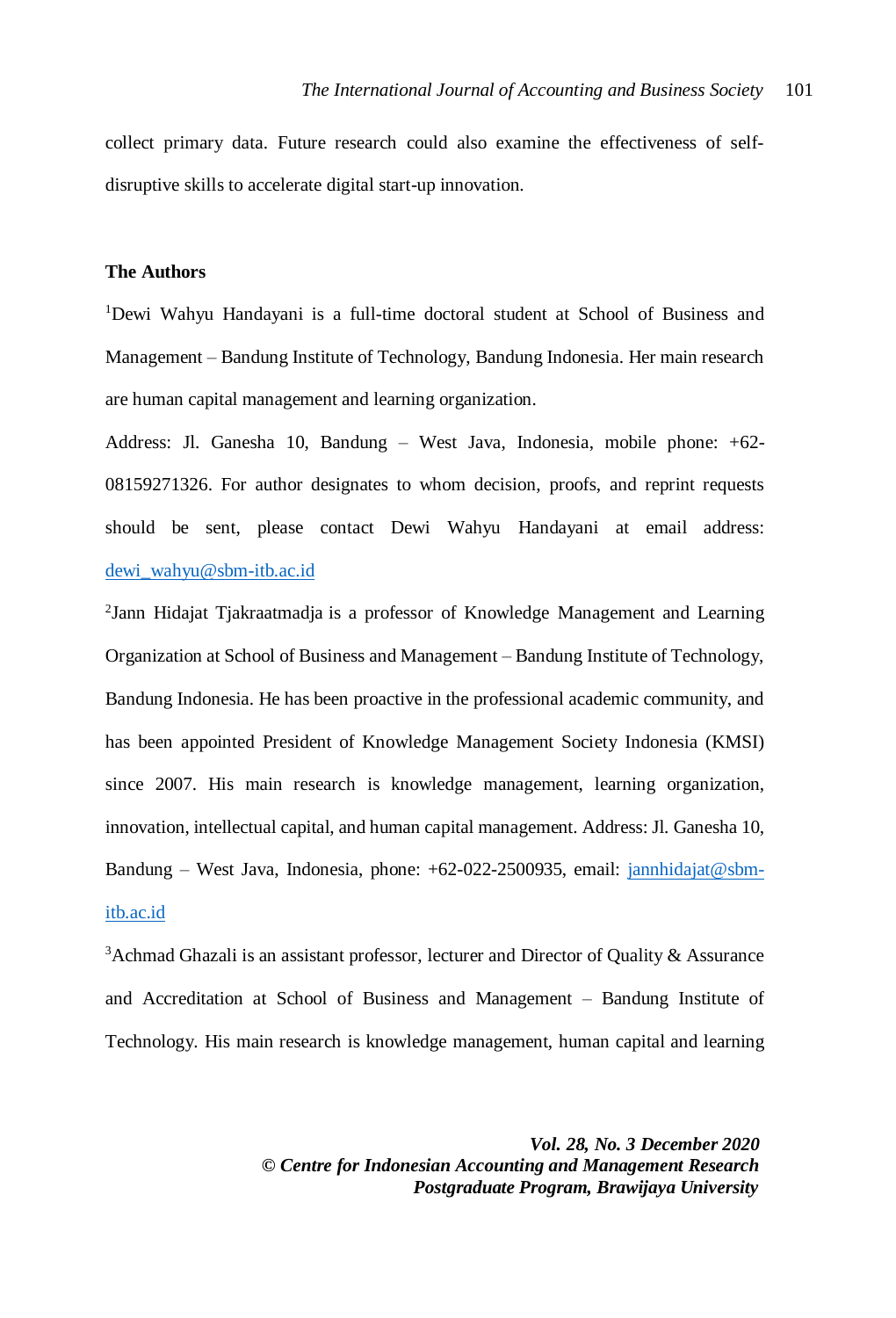collect primary data. Future research could also examine the effectiveness of self-disruptive skills to accelerate digital start-up innovation.

## The Authors

[1]Dewi Wahyu Handayani is a full-time doctoral student at School of Business and Management – Bandung Institute of Technology, Bandung Indonesia. Her main research are human capital management and learning organization.

Address: Jl. Ganesha 10, Bandung – West Java, Indonesia, mobile phone: +62-08159271326. For author designates to whom decision, proofs, and reprint requests should be sent, please contact Dewi Wahyu Handayani at email address: dewi_wahyu@sbm-itb.ac.id

[2]Jann Hidajat Tjakraatmadja is a professor of Knowledge Management and Learning Organization at School of Business and Management – Bandung Institute of Technology, Bandung Indonesia. He has been proactive in the professional academic community, and has been appointed President of Knowledge Management Society Indonesia (KMSI) since 2007. His main research is knowledge management, learning organization, innovation, intellectual capital, and human capital management. Address: Jl. Ganesha 10, Bandung – West Java, Indonesia, phone: +62-022-2500935, email: jannhidajat@sbm-itb.ac.id

[3]Achmad Ghazali is an assistant professor, lecturer and Director of Quality & Assurance and Accreditation at School of Business and Management – Bandung Institute of Technology. His main research is knowledge management, human capital and learning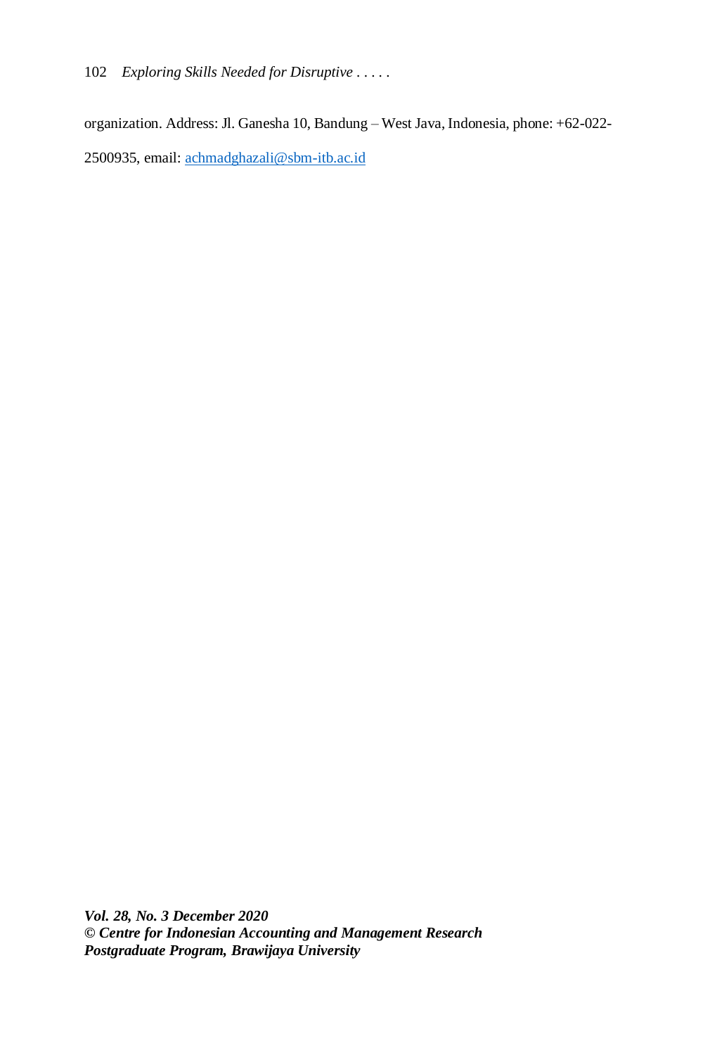organization. Address: Jl. Ganesha 10, Bandung – West Java, Indonesia, phone: +62-022-2500935, email: achmadghazali@sbm-itb.ac.id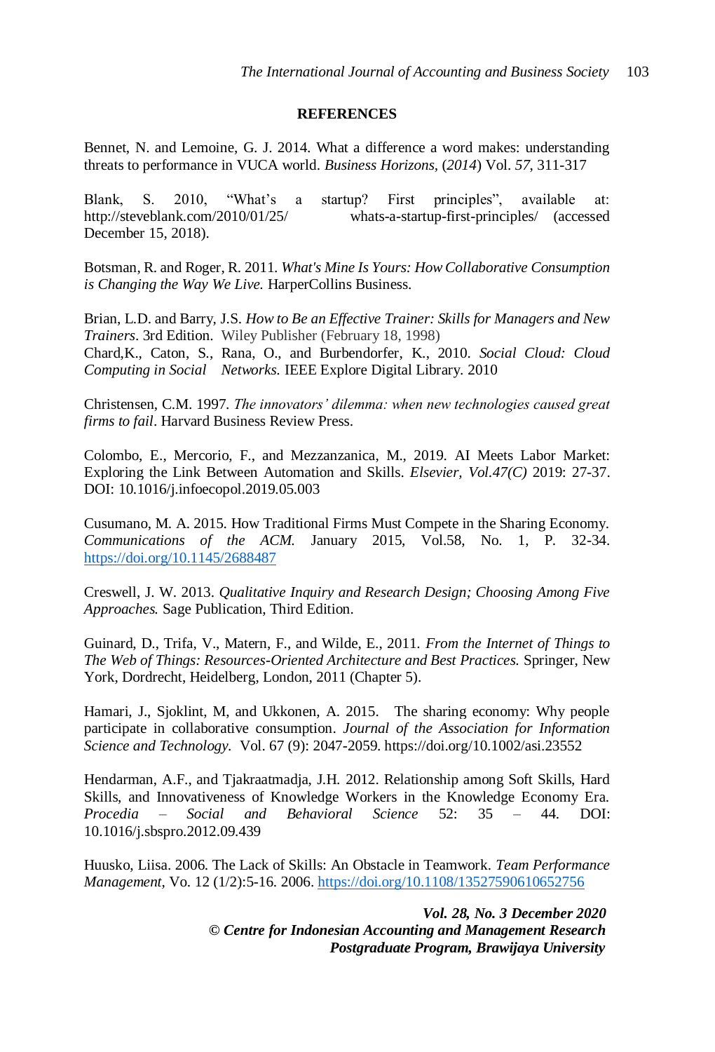## REFERENCES

Bennet, N. and Lemoine, G. J. 2014. What a difference a word makes: understanding threats to performance in VUCA world. *Business Horizons,* (*2014*) Vol. *57*, 311-317

Blank, S. 2010, "What's a startup? First principles", available at: http://steveblank.com/2010/01/25/ whats-a-startup-first-principles/ (accessed December 15, 2018).

Botsman, R. and Roger, R. 2011. *What's Mine Is Yours: How Collaborative Consumption is Changing the Way We Live.* HarperCollins Business.

Brian, L.D. and Barry, J.S. *How to Be an Effective Trainer: Skills for Managers and New Trainers*. 3rd Edition. Wiley Publisher (February 18, 1998)

Chard,K., Caton, S., Rana, O., and Burbendorfer, K., 2010. *Social Cloud: Cloud Computing in Social Networks.* IEEE Explore Digital Library. 2010

Christensen, C.M. 1997. *The innovators' dilemma: when new technologies caused great firms to fail*. Harvard Business Review Press.

Colombo, E., Mercorio, F., and Mezzanzanica, M., 2019. AI Meets Labor Market: Exploring the Link Between Automation and Skills. *Elsevier, Vol.47(C)* 2019: 27-37. DOI: 10.1016/j.infoecopol.2019.05.003

Cusumano, M. A. 2015. How Traditional Firms Must Compete in the Sharing Economy. *Communications of the ACM.* January 2015, Vol.58, No. 1, P. 32-34. https://doi.org/10.1145/2688487

Creswell, J. W. 2013. *Qualitative Inquiry and Research Design; Choosing Among Five Approaches.* Sage Publication, Third Edition.

Guinard, D., Trifa, V., Matern, F., and Wilde, E., 2011. *From the Internet of Things to The Web of Things: Resources-Oriented Architecture and Best Practices.* Springer, New York, Dordrecht, Heidelberg, London, 2011 (Chapter 5).

Hamari, J., Sjoklint, M, and Ukkonen, A. 2015. The sharing economy: Why people participate in collaborative consumption. *Journal of the Association for Information Science and Technology.* Vol. 67 (9): 2047-2059. https://doi.org/10.1002/asi.23552

Hendarman, A.F., and Tjakraatmadja, J.H. 2012. Relationship among Soft Skills, Hard Skills, and Innovativeness of Knowledge Workers in the Knowledge Economy Era. *Procedia – Social and Behavioral Science* 52: 35 – 44. DOI: 10.1016/j.sbspro.2012.09.439

Huusko, Liisa. 2006. The Lack of Skills: An Obstacle in Teamwork. *Team Performance Management*, Vo. 12 (1/2):5-16. 2006. https://doi.org/10.1108/13527590610652756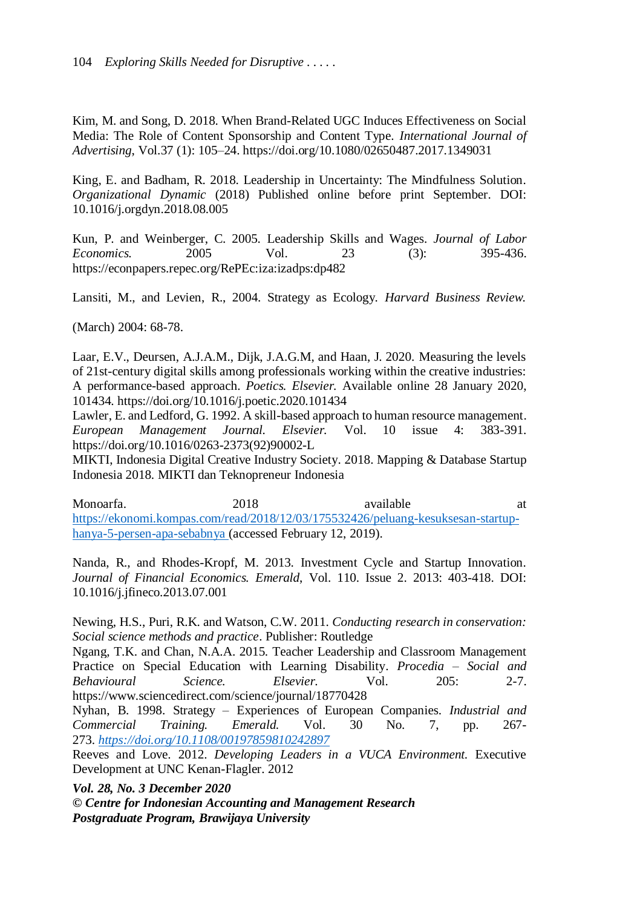Kim, M. and Song, D. 2018. When Brand-Related UGC Induces Effectiveness on Social Media: The Role of Content Sponsorship and Content Type. *International Journal of Advertising*, Vol.37 (1): 105–24. https://doi.org/10.1080/02650487.2017.1349031

King, E. and Badham, R. 2018. Leadership in Uncertainty: The Mindfulness Solution. *Organizational Dynamic* (2018) Published online before print September. DOI: 10.1016/j.orgdyn.2018.08.005

Kun, P. and Weinberger, C. 2005. Leadership Skills and Wages. *Journal of Labor Economics.* 2005 Vol. 23 (3): 395-436. https://econpapers.repec.org/RePEc:iza:izadps:dp482

Lansiti, M., and Levien, R., 2004. Strategy as Ecology. *Harvard Business Review.*

(March) 2004: 68-78.

Laar, E.V., Deursen, A.J.A.M., Dijk, J.A.G.M, and Haan, J. 2020. Measuring the levels of 21st-century digital skills among professionals working within the creative industries: A performance-based approach. *Poetics. Elsevier.* Available online 28 January 2020, 101434. https://doi.org/10.1016/j.poetic.2020.101434

Lawler, E. and Ledford, G. 1992. A skill-based approach to human resource management. *European Management Journal. Elsevier.* Vol. 10 issue 4: 383-391. https://doi.org/10.1016/0263-2373(92)90002-L

MIKTI, Indonesia Digital Creative Industry Society. 2018. Mapping & Database Startup Indonesia 2018. MIKTI dan Teknopreneur Indonesia

Monoarfa. 2018 available at https://ekonomi.kompas.com/read/2018/12/03/175532426/peluang-kesuksesan-startup-hanya-5-persen-apa-sebabnya (accessed February 12, 2019).

Nanda, R., and Rhodes-Kropf, M. 2013. Investment Cycle and Startup Innovation. *Journal of Financial Economics. Emerald*, Vol. 110. Issue 2. 2013: 403-418. DOI: 10.1016/j.jfineco.2013.07.001

Newing, H.S., Puri, R.K. and Watson, C.W. 2011. *Conducting research in conservation: Social science methods and practice*. Publisher: Routledge

Ngang, T.K. and Chan, N.A.A. 2015. Teacher Leadership and Classroom Management Practice on Special Education with Learning Disability. *Procedia – Social and Behavioural Science. Elsevier.* Vol. 205: 2-7. https://www.sciencedirect.com/science/journal/18770428

Nyhan, B. 1998. Strategy – Experiences of European Companies. *Industrial and Commercial Training. Emerald.* Vol. 30 No. 7, pp. 267-273. *https://doi.org/10.1108/00197859810242897*

Reeves and Love. 2012. *Developing Leaders in a VUCA Environment.* Executive Development at UNC Kenan-Flagler. 2012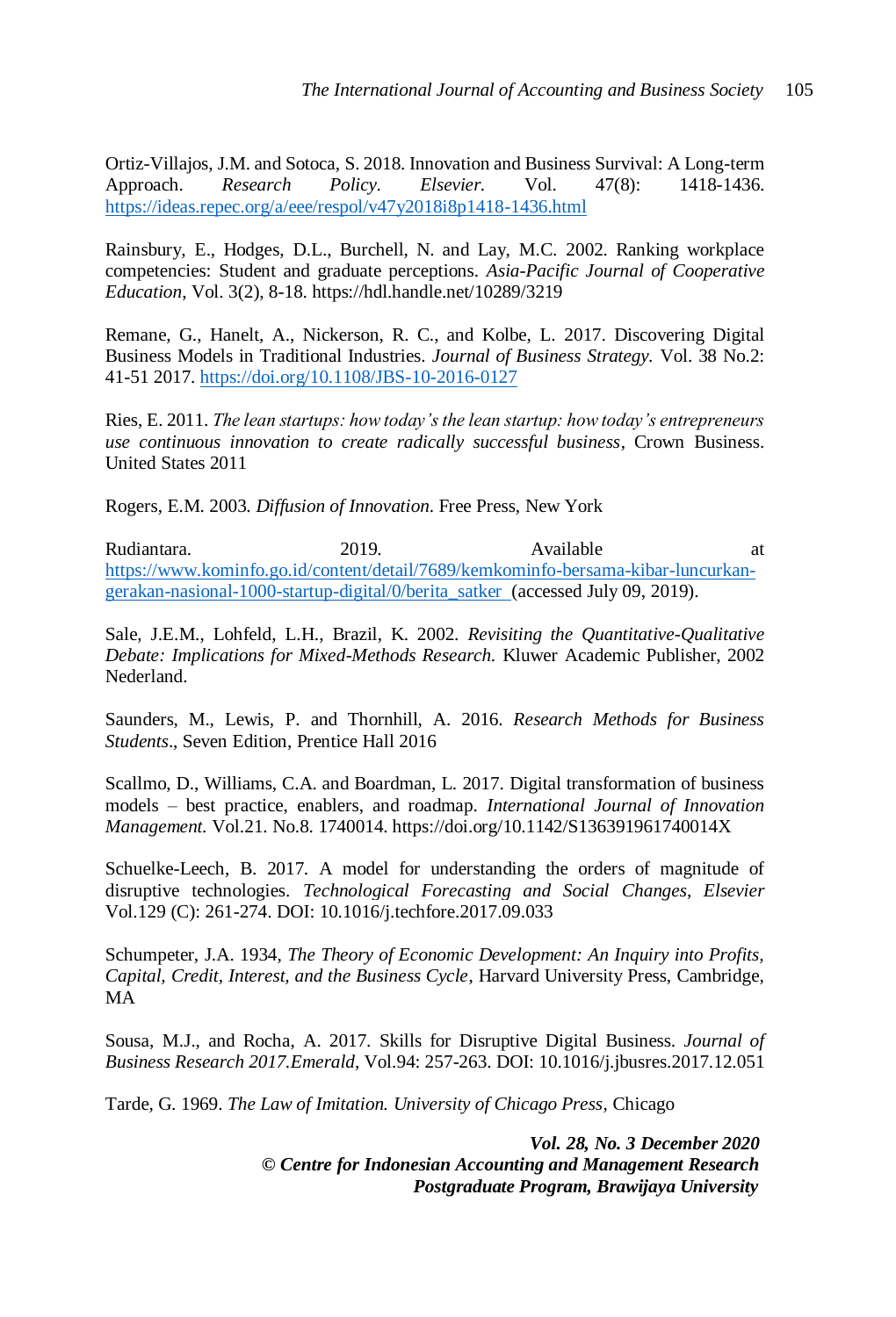Ortiz-Villajos, J.M. and Sotoca, S. 2018. Innovation and Business Survival: A Long-term Approach. *Research Policy. Elsevier.* Vol. 47(8): 1418-1436. https://ideas.repec.org/a/eee/respol/v47y2018i8p1418-1436.html

Rainsbury, E., Hodges, D.L., Burchell, N. and Lay, M.C. 2002. Ranking workplace competencies: Student and graduate perceptions. *Asia-Pacific Journal of Cooperative Education*, Vol. 3(2), 8-18. https://hdl.handle.net/10289/3219

Remane, G., Hanelt, A., Nickerson, R. C., and Kolbe, L. 2017. Discovering Digital Business Models in Traditional Industries. *Journal of Business Strategy.* Vol. 38 No.2: 41-51 2017. https://doi.org/10.1108/JBS-10-2016-0127

Ries, E. 2011. *The lean startups: how today's the lean startup: how today's entrepreneurs use continuous innovation to create radically successful business*, Crown Business. United States 2011

Rogers, E.M. 2003. *Diffusion of Innovation*. Free Press, New York

Rudiantara. 2019. Available at https://www.kominfo.go.id/content/detail/7689/kemkominfo-bersama-kibar-luncurkan-gerakan-nasional-1000-startup-digital/0/berita_satker (accessed July 09, 2019).

Sale, J.E.M., Lohfeld, L.H., Brazil, K. 2002. *Revisiting the Quantitative-Qualitative Debate: Implications for Mixed-Methods Research.* Kluwer Academic Publisher, 2002 Nederland.

Saunders, M., Lewis, P. and Thornhill, A. 2016. *Research Methods for Business Students*., Seven Edition, Prentice Hall 2016

Scallmo, D., Williams, C.A. and Boardman, L. 2017. Digital transformation of business models – best practice, enablers, and roadmap. *International Journal of Innovation Management.* Vol.21. No.8. 1740014. https://doi.org/10.1142/S136391961740014X

Schuelke-Leech, B. 2017. A model for understanding the orders of magnitude of disruptive technologies. *Technological Forecasting and Social Changes, Elsevier* Vol.129 (C): 261-274. DOI: 10.1016/j.techfore.2017.09.033

Schumpeter, J.A. 1934, *The Theory of Economic Development: An Inquiry into Profits, Capital, Credit, Interest, and the Business Cycle*, Harvard University Press, Cambridge, MA

Sousa, M.J., and Rocha, A. 2017. Skills for Disruptive Digital Business. *Journal of Business Research 2017.Emerald*, Vol.94: 257-263. DOI: 10.1016/j.jbusres.2017.12.051

Tarde, G. 1969. *The Law of Imitation. University of Chicago Press*, Chicago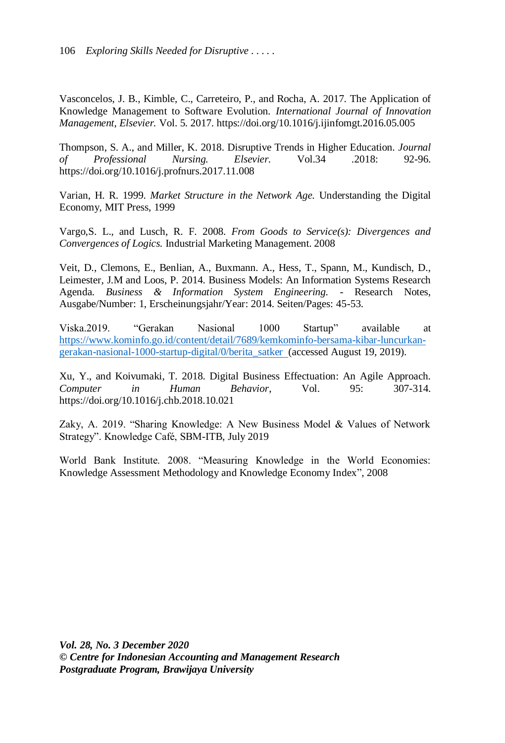Vasconcelos, J. B., Kimble, C., Carreteiro, P., and Rocha, A. 2017. The Application of Knowledge Management to Software Evolution. *International Journal of Innovation Management, Elsevier.* Vol. 5. 2017. https://doi.org/10.1016/j.ijinfomgt.2016.05.005

Thompson, S. A., and Miller, K. 2018. Disruptive Trends in Higher Education. *Journal of Professional Nursing. Elsevier.* Vol.34 .2018: 92-96. https://doi.org/10.1016/j.profnurs.2017.11.008

Varian, H. R. 1999. *Market Structure in the Network Age.* Understanding the Digital Economy, MIT Press, 1999

Vargo,S. L., and Lusch, R. F. 2008. *From Goods to Service(s): Divergences and Convergences of Logics.* Industrial Marketing Management. 2008

Veit, D., Clemons, E., Benlian, A., Buxmann. A., Hess, T., Spann, M., Kundisch, D., Leimester, J.M and Loos, P. 2014. Business Models: An Information Systems Research Agenda. *Business & Information System Engineering.* - Research Notes, Ausgabe/Number: 1, Erscheinungsjahr/Year: 2014. Seiten/Pages: 45-53.

Viska.2019. "Gerakan Nasional 1000 Startup" available at [https://www.kominfo.go.id/content/detail/7689/kemkominfo-bersama-kibar-luncurkan-gerakan-nasional-1000-startup-digital/0/berita_satker](https://www.kominfo.go.id/content/detail/7689/kemkominfo-bersama-kibar-luncurkan-gerakan-nasional-1000-startup-digital/0/berita_satker) (accessed August 19, 2019).

Xu, Y., and Koivumaki, T. 2018. Digital Business Effectuation: An Agile Approach. *Computer in Human Behavior*, Vol. 95: 307-314. https://doi.org/10.1016/j.chb.2018.10.021

Zaky, A. 2019. "Sharing Knowledge: A New Business Model & Values of Network Strategy". Knowledge Café, SBM-ITB, July 2019

World Bank Institute. 2008. "Measuring Knowledge in the World Economies: Knowledge Assessment Methodology and Knowledge Economy Index", 2008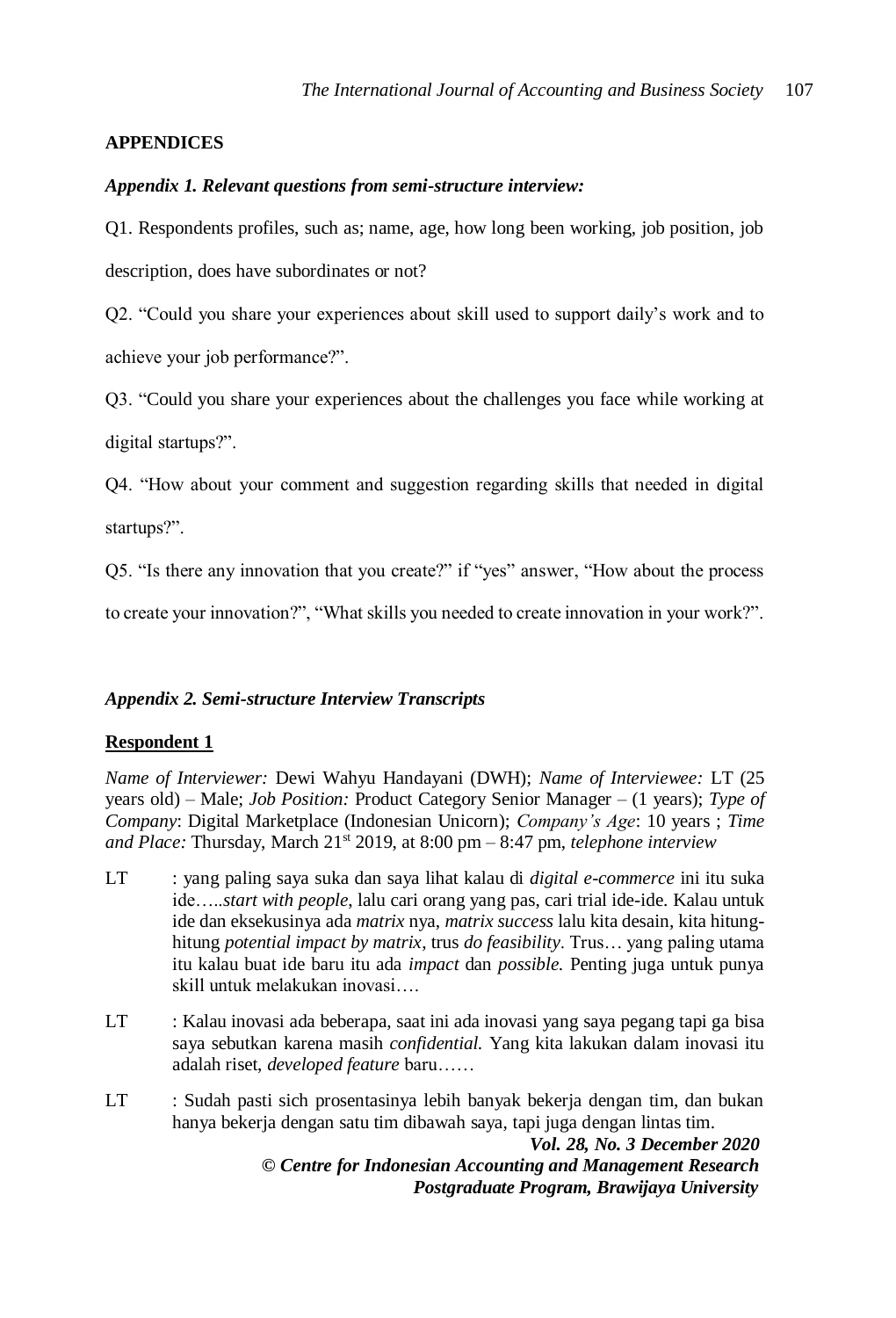## APPENDICES

### *Appendix 1. Relevant questions from semi-structure interview:*

Q1. Respondents profiles, such as; name, age, how long been working, job position, job description, does have subordinates or not?

Q2. "Could you share your experiences about skill used to support daily's work and to achieve your job performance?".

Q3. "Could you share your experiences about the challenges you face while working at digital startups?".

Q4. "How about your comment and suggestion regarding skills that needed in digital startups?".

Q5. "Is there any innovation that you create?" if "yes" answer, "How about the process to create your innovation?", "What skills you needed to create innovation in your work?".

### *Appendix 2. Semi-structure Interview Transcripts*

**Respondent 1**

*Name of Interviewer:* Dewi Wahyu Handayani (DWH); *Name of Interviewee:* LT (25 years old) – Male; *Job Position:* Product Category Senior Manager – (1 years); *Type of Company*: Digital Marketplace (Indonesian Unicorn); *Company's Age*: 10 years ; *Time and Place:* Thursday, March 21st 2019, at 8:00 pm – 8:47 pm, *telephone interview*

LT : yang paling saya suka dan saya lihat kalau di *digital e-commerce* ini itu suka ide…..*start with people*, lalu cari orang yang pas, cari trial ide-ide. Kalau untuk ide dan eksekusinya ada *matrix* nya, *matrix success* lalu kita desain, kita hitung-hitung *potential impact by matrix*, trus *do feasibility*. Trus… yang paling utama itu kalau buat ide baru itu ada *impact* dan *possible.* Penting juga untuk punya skill untuk melakukan inovasi….

LT : Kalau inovasi ada beberapa, saat ini ada inovasi yang saya pegang tapi ga bisa saya sebutkan karena masih *confidential.* Yang kita lakukan dalam inovasi itu adalah riset, *developed feature* baru……

LT : Sudah pasti sich prosentasinya lebih banyak bekerja dengan tim, dan bukan hanya bekerja dengan satu tim dibawah saya, tapi juga dengan lintas tim.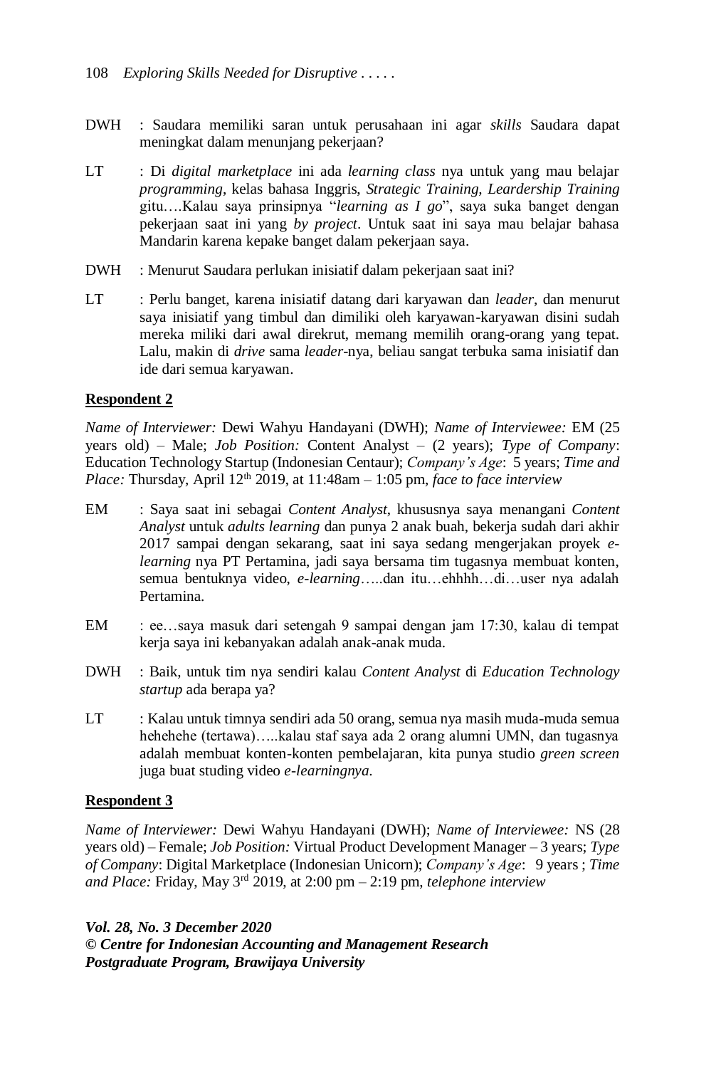DWH : Saudara memiliki saran untuk perusahaan ini agar *skills* Saudara dapat meningkat dalam menunjang pekerjaan?

LT : Di *digital marketplace* ini ada *learning class* nya untuk yang mau belajar *programming*, kelas bahasa Inggris, *Strategic Training, Leardership Training* gitu….Kalau saya prinsipnya "*learning as I go*", saya suka banget dengan pekerjaan saat ini yang *by project*. Untuk saat ini saya mau belajar bahasa Mandarin karena kepake banget dalam pekerjaan saya.

DWH : Menurut Saudara perlukan inisiatif dalam pekerjaan saat ini?

LT : Perlu banget, karena inisiatif datang dari karyawan dan *leader*, dan menurut saya inisiatif yang timbul dan dimiliki oleh karyawan-karyawan disini sudah mereka miliki dari awal direkrut, memang memilih orang-orang yang tepat. Lalu, makin di *drive* sama *leader*-nya, beliau sangat terbuka sama inisiatif dan ide dari semua karyawan.

**Respondent 2**

*Name of Interviewer:* Dewi Wahyu Handayani (DWH); *Name of Interviewee:* EM (25 years old) – Male; *Job Position:* Content Analyst – (2 years); *Type of Company*: Education Technology Startup (Indonesian Centaur); *Company's Age*: 5 years; *Time and Place:* Thursday, April 12th 2019, at 11:48am – 1:05 pm, *face to face interview*

EM : Saya saat ini sebagai *Content Analyst*, khususnya saya menangani *Content Analyst* untuk *adults learning* dan punya 2 anak buah, bekerja sudah dari akhir 2017 sampai dengan sekarang, saat ini saya sedang mengerjakan proyek *e-learning* nya PT Pertamina, jadi saya bersama tim tugasnya membuat konten, semua bentuknya video, *e-learning*…..dan itu…ehhhh…di…user nya adalah Pertamina.

EM : ee…saya masuk dari setengah 9 sampai dengan jam 17:30, kalau di tempat kerja saya ini kebanyakan adalah anak-anak muda.

DWH : Baik, untuk tim nya sendiri kalau *Content Analyst* di *Education Technology startup* ada berapa ya?

LT : Kalau untuk timnya sendiri ada 50 orang, semua nya masih muda-muda semua hehehehe (tertawa)…..kalau staf saya ada 2 orang alumni UMN, dan tugasnya adalah membuat konten-konten pembelajaran, kita punya studio *green screen* juga buat studing video *e-learningnya.*

**Respondent 3**

*Name of Interviewer:* Dewi Wahyu Handayani (DWH); *Name of Interviewee:* NS (28 years old) – Female; *Job Position:* Virtual Product Development Manager – 3 years; *Type of Company*: Digital Marketplace (Indonesian Unicorn); *Company's Age*: 9 years ; *Time and Place:* Friday, May 3rd 2019, at 2:00 pm – 2:19 pm, *telephone interview*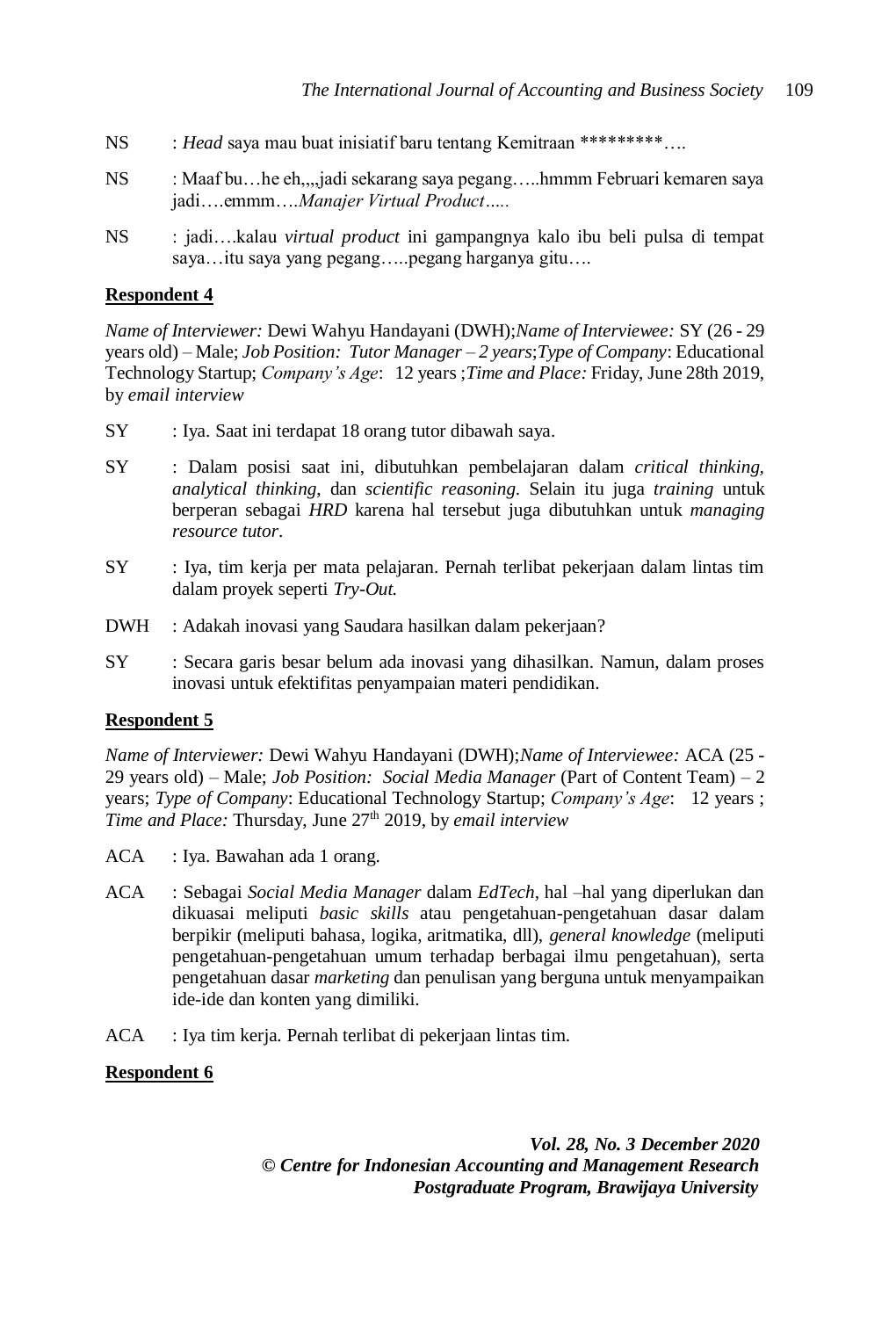NS : *Head* saya mau buat inisiatif baru tentang Kemitraan *********….

NS : Maaf bu…he eh,,,,jadi sekarang saya pegang…..hmmm Februari kemaren saya jadi….emmm….*Manajer Virtual Product…..*

NS : jadi….kalau *virtual product* ini gampangnya kalo ibu beli pulsa di tempat saya…itu saya yang pegang…..pegang harganya gitu….

**Respondent 4**

*Name of Interviewer:* Dewi Wahyu Handayani (DWH);*Name of Interviewee:* SY (26 - 29 years old) – Male; *Job Position: Tutor Manager – 2 years*;*Type of Company*: Educational Technology Startup; *Company's Age*: 12 years ;*Time and Place:* Friday, June 28th 2019, by *email interview*

SY : Iya. Saat ini terdapat 18 orang tutor dibawah saya.

SY : Dalam posisi saat ini, dibutuhkan pembelajaran dalam *critical thinking, analytical thinking,* dan *scientific reasoning.* Selain itu juga *training* untuk berperan sebagai *HRD* karena hal tersebut juga dibutuhkan untuk *managing resource tutor*.

SY : Iya, tim kerja per mata pelajaran. Pernah terlibat pekerjaan dalam lintas tim dalam proyek seperti *Try-Out.*

DWH : Adakah inovasi yang Saudara hasilkan dalam pekerjaan?

SY : Secara garis besar belum ada inovasi yang dihasilkan. Namun, dalam proses inovasi untuk efektifitas penyampaian materi pendidikan.

**Respondent 5**

*Name of Interviewer:* Dewi Wahyu Handayani (DWH);*Name of Interviewee:* ACA (25 - 29 years old) – Male; *Job Position: Social Media Manager* (Part of Content Team) – 2 years; *Type of Company*: Educational Technology Startup; *Company's Age*: 12 years ; *Time and Place:* Thursday, June 27th 2019, by *email interview*

ACA : Iya. Bawahan ada 1 orang.

ACA : Sebagai *Social Media Manager* dalam *EdTech*, hal –hal yang diperlukan dan dikuasai meliputi *basic skills* atau pengetahuan-pengetahuan dasar dalam berpikir (meliputi bahasa, logika, aritmatika, dll), *general knowledge* (meliputi pengetahuan-pengetahuan umum terhadap berbagai ilmu pengetahuan), serta pengetahuan dasar *marketing* dan penulisan yang berguna untuk menyampaikan ide-ide dan konten yang dimiliki.

ACA : Iya tim kerja. Pernah terlibat di pekerjaan lintas tim.

**Respondent 6**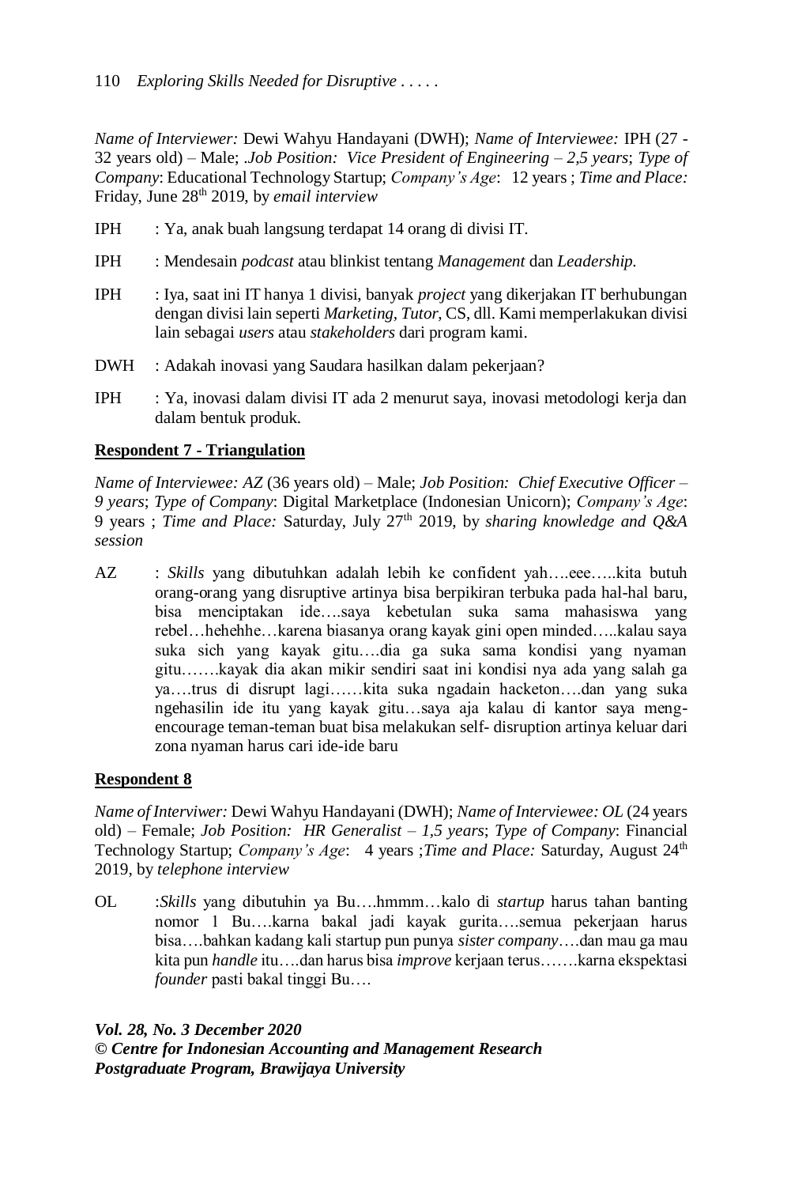*Name of Interviewer:* Dewi Wahyu Handayani (DWH); *Name of Interviewee:* IPH (27 - 32 years old) – Male; .*Job Position: Vice President of Engineering – 2,5 years*; *Type of Company*: Educational Technology Startup; *Company's Age*: 12 years ; *Time and Place:* Friday, June 28th 2019, by *email interview*

IPH : Ya, anak buah langsung terdapat 14 orang di divisi IT.

IPH : Mendesain *podcast* atau blinkist tentang *Management* dan *Leadership.*

IPH : Iya, saat ini IT hanya 1 divisi, banyak *project* yang dikerjakan IT berhubungan dengan divisi lain seperti *Marketing, Tutor*, CS, dll. Kami memperlakukan divisi lain sebagai *users* atau *stakeholders* dari program kami.

DWH : Adakah inovasi yang Saudara hasilkan dalam pekerjaan?

IPH : Ya, inovasi dalam divisi IT ada 2 menurut saya, inovasi metodologi kerja dan dalam bentuk produk.

**Respondent 7 - Triangulation**

*Name of Interviewee: AZ* (36 years old) – Male; *Job Position: Chief Executive Officer – 9 years*; *Type of Company*: Digital Marketplace (Indonesian Unicorn); *Company's Age*: 9 years ; *Time and Place:* Saturday, July 27th 2019, by *sharing knowledge and Q&A session*

AZ : *Skills* yang dibutuhkan adalah lebih ke confident yah….eee…..kita butuh orang-orang yang disruptive artinya bisa berpikiran terbuka pada hal-hal baru, bisa menciptakan ide….saya kebetulan suka sama mahasiswa yang rebel…hehehhe…karena biasanya orang kayak gini open minded…..kalau saya suka sich yang kayak gitu….dia ga suka sama kondisi yang nyaman gitu…….kayak dia akan mikir sendiri saat ini kondisi nya ada yang salah ga ya….trus di disrupt lagi……kita suka ngadain hacketon….dan yang suka ngehasilin ide itu yang kayak gitu…saya aja kalau di kantor saya meng-encourage teman-teman buat bisa melakukan self- disruption artinya keluar dari zona nyaman harus cari ide-ide baru

**Respondent 8**

*Name of Interviwer:* Dewi Wahyu Handayani (DWH); *Name of Interviewee: OL* (24 years old) – Female; *Job Position: HR Generalist – 1,5 years*; *Type of Company*: Financial Technology Startup; *Company's Age*: 4 years ;*Time and Place:* Saturday, August 24th 2019, by *telephone interview*

OL :*Skills* yang dibutuhin ya Bu….hmmm…kalo di *startup* harus tahan banting nomor 1 Bu….karna bakal jadi kayak gurita….semua pekerjaan harus bisa….bahkan kadang kali startup pun punya *sister company*….dan mau ga mau kita pun *handle* itu….dan harus bisa *improve* kerjaan terus…….karna ekspektasi *founder* pasti bakal tinggi Bu….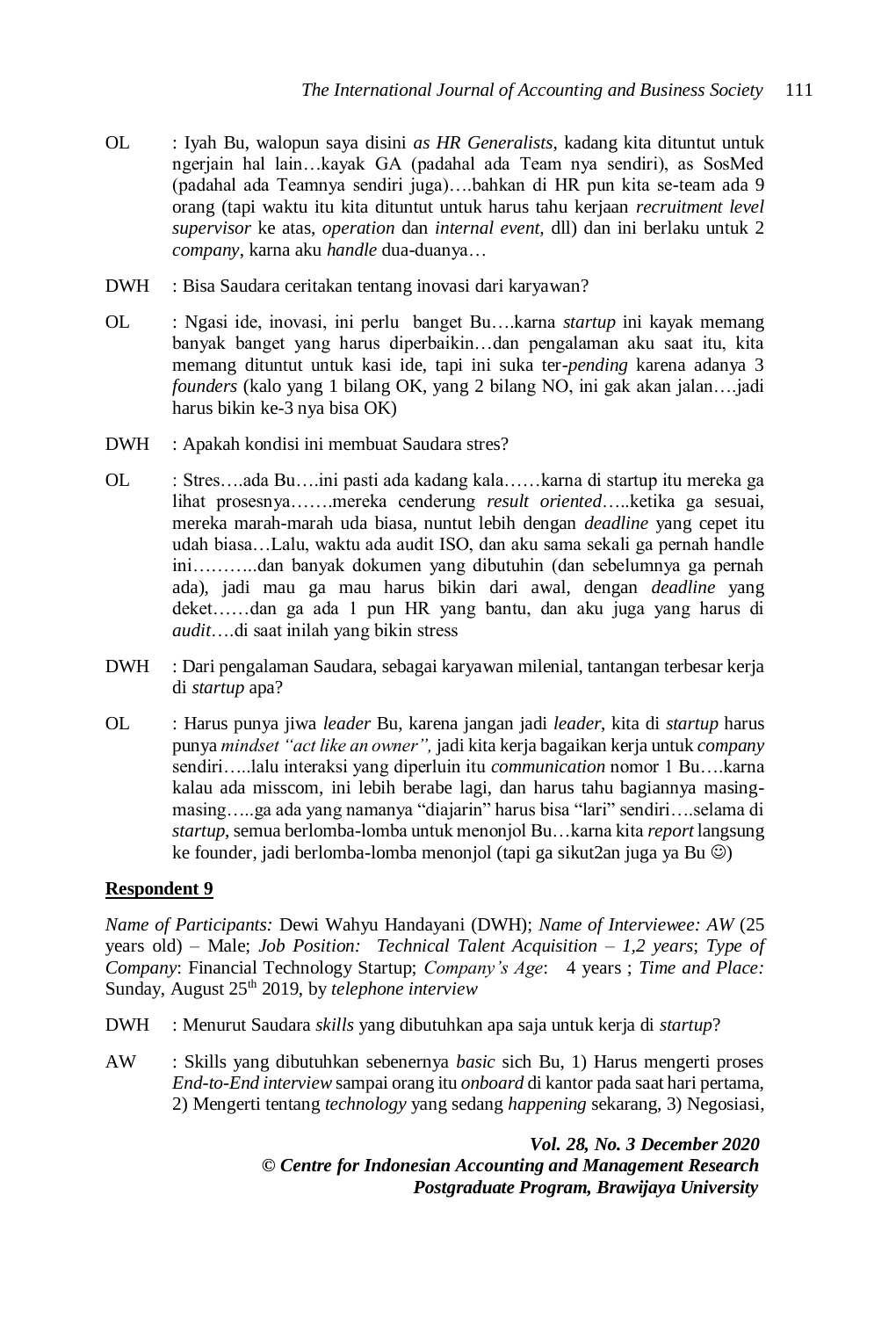OL : Iyah Bu, walopun saya disini *as HR Generalists*, kadang kita dituntut untuk ngerjain hal lain…kayak GA (padahal ada Team nya sendiri), as SosMed (padahal ada Teamnya sendiri juga)….bahkan di HR pun kita se-team ada 9 orang (tapi waktu itu kita dituntut untuk harus tahu kerjaan *recruitment level supervisor* ke atas, *operation* dan *internal event*, dll) dan ini berlaku untuk 2 *company*, karna aku *handle* dua-duanya…

DWH : Bisa Saudara ceritakan tentang inovasi dari karyawan?

OL : Ngasi ide, inovasi, ini perlu banget Bu….karna *startup* ini kayak memang banyak banget yang harus diperbaiki…dan pengalaman aku saat itu, kita memang dituntut untuk kasi ide, tapi ini suka ter-*pending* karena adanya 3 *founders* (kalo yang 1 bilang OK, yang 2 bilang NO, ini gak akan jalan….jadi harus bikin ke-3 nya bisa OK)

DWH : Apakah kondisi ini membuat Saudara stres?

OL : Stres….ada Bu….ini pasti ada kadang kala……karna di startup itu mereka ga lihat prosesnya…….mereka cenderung *result oriented*…..ketika ga sesuai, mereka marah-marah uda biasa, nuntut lebih dengan *deadline* yang cepet itu udah biasa…Lalu, waktu ada audit ISO, dan aku sama sekali ga pernah handle ini………..dan banyak dokumen yang dibutuhin (dan sebelumnya ga pernah ada), jadi mau ga mau harus bikin dari awal, dengan *deadline* yang deket……dan ga ada 1 pun HR yang bantu, dan aku juga yang harus di *audit*….di saat inilah yang bikin stress

DWH : Dari pengalaman Saudara, sebagai karyawan milenial, tantangan terbesar kerja di *startup* apa?

OL : Harus punya jiwa *leader* Bu, karena jangan jadi *leader*, kita di *startup* harus punya *mindset "act like an owner"*, jadi kita kerja bagaikan kerja untuk *company* sendiri…..lalu interaksi yang diperluin itu *communication* nomor 1 Bu….karna kalau ada misscom, ini lebih berabe lagi, dan harus tahu bagiannya masing-masing…..ga ada yang namanya "diajarin" harus bisa "lari" sendiri….selama di *startup*, semua berlomba-lomba untuk menonjol Bu…karna kita *report* langsung ke founder, jadi berlomba-lomba menonjol (tapi ga sikut2an juga ya Bu ☺)

**Respondent 9**

*Name of Participants:* Dewi Wahyu Handayani (DWH); *Name of Interviewee: AW* (25 years old) – Male; *Job Position: Technical Talent Acquisition – 1,2 years*; *Type of Company*: Financial Technology Startup; *Company's Age*: 4 years ; *Time and Place:* Sunday, August 25th 2019, by *telephone interview*

DWH : Menurut Saudara *skills* yang dibutuhkan apa saja untuk kerja di *startup*?

AW : Skills yang dibutuhkan sebenernya *basic* sich Bu, 1) Harus mengerti proses *End-to-End interview* sampai orang itu *onboard* di kantor pada saat hari pertama, 2) Mengerti tentang *technology* yang sedang *happening* sekarang, 3) Negosiasi,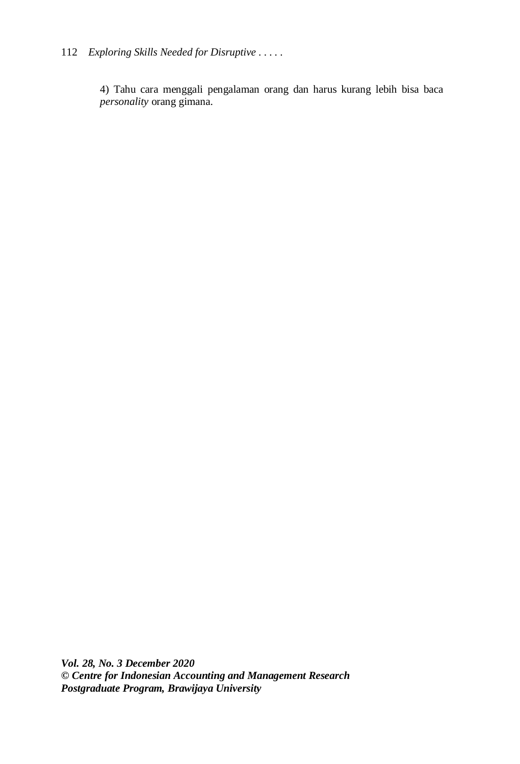4) Tahu cara menggali pengalaman orang dan harus kurang lebih bisa baca *personality* orang gimana.